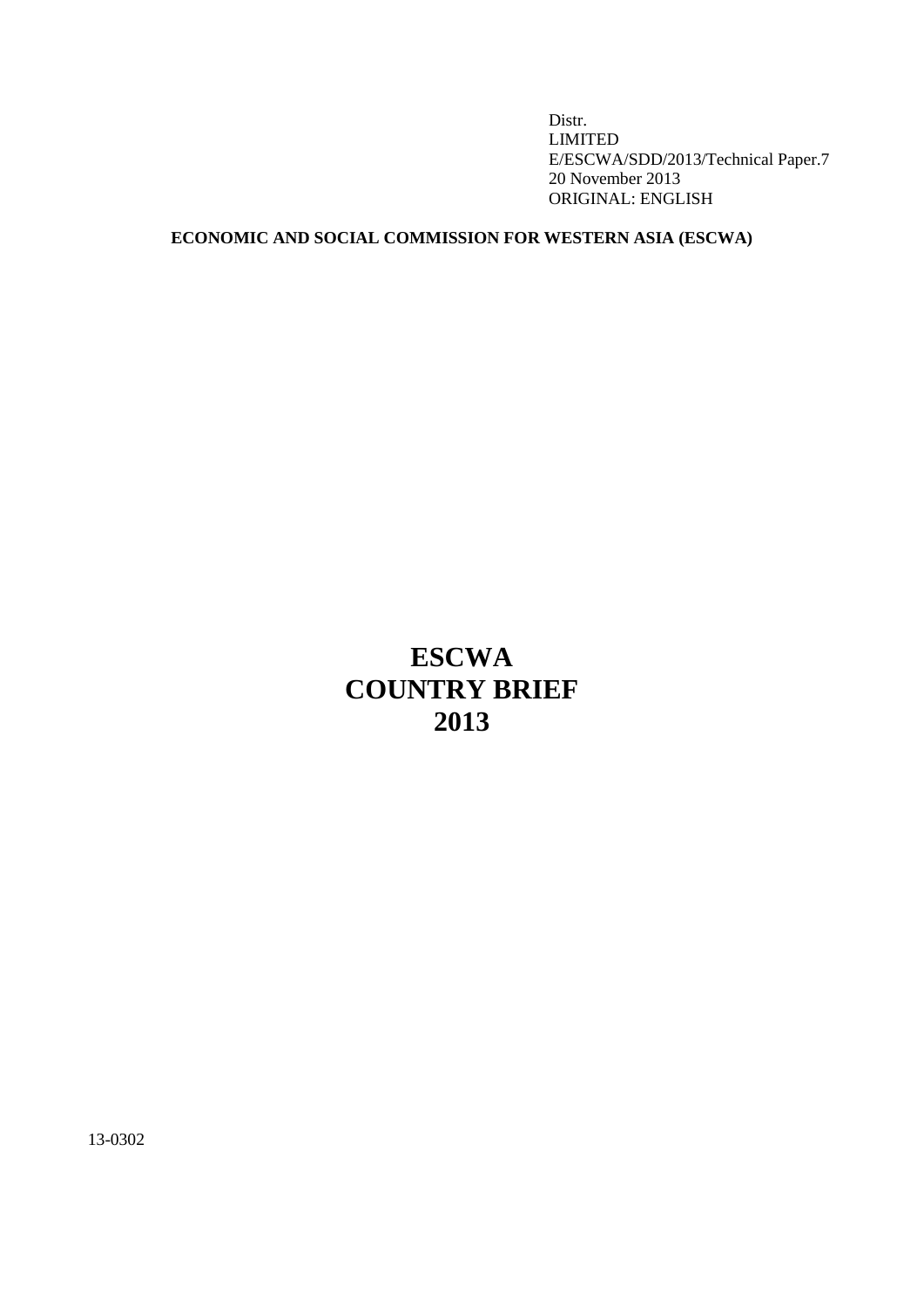Distr.
LIMITED
E/ESCWA/SDD/2013/Technical Paper.7
20 November 2013
ORIGINAL: ENGLISH

**ECONOMIC AND SOCIAL COMMISSION FOR WESTERN ASIA (ESCWA)**

# ESCWA COUNTRY BRIEF 2013

13-0302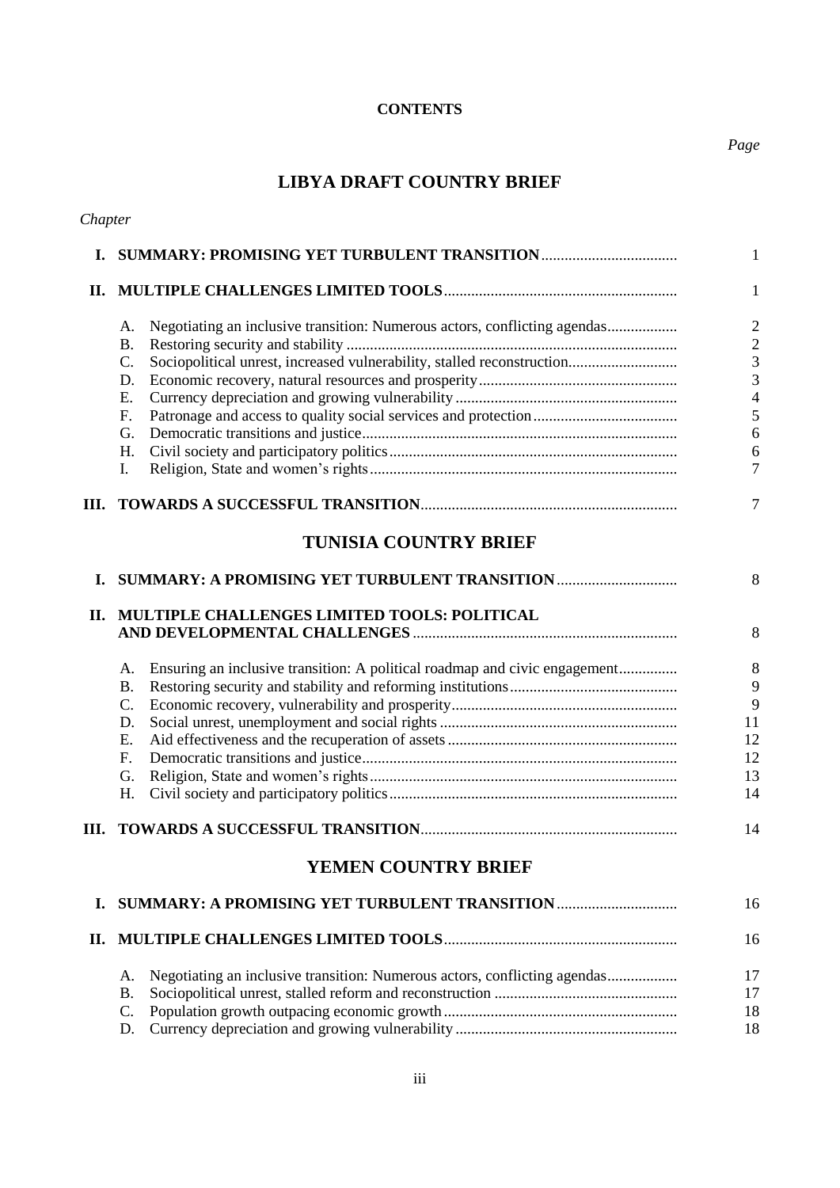**CONTENTS**

*Page*

## LIBYA DRAFT COUNTRY BRIEF

*Chapter*

| | | |
|---|---|---|
| **I.** | **SUMMARY: PROMISING YET TURBULENT TRANSITION** | 1 |
| **II.** | **MULTIPLE CHALLENGES LIMITED TOOLS** | 1 |
| | A. Negotiating an inclusive transition: Numerous actors, conflicting agendas | 2 |
| | B. Restoring security and stability | 2 |
| | C. Sociopolitical unrest, increased vulnerability, stalled reconstruction | 3 |
| | D. Economic recovery, natural resources and prosperity | 3 |
| | E. Currency depreciation and growing vulnerability | 4 |
| | F. Patronage and access to quality social services and protection | 5 |
| | G. Democratic transitions and justice | 6 |
| | H. Civil society and participatory politics | 6 |
| | I. Religion, State and women's rights | 7 |
| **III.** | **TOWARDS A SUCCESSFUL TRANSITION** | 7 |

## TUNISIA COUNTRY BRIEF

| | | |
|---|---|---|
| **I.** | **SUMMARY: A PROMISING YET TURBULENT TRANSITION** | 8 |
| **II.** | **MULTIPLE CHALLENGES LIMITED TOOLS: POLITICAL AND DEVELOPMENTAL CHALLENGES** | 8 |
| | A. Ensuring an inclusive transition: A political roadmap and civic engagement | 8 |
| | B. Restoring security and stability and reforming institutions | 9 |
| | C. Economic recovery, vulnerability and prosperity | 9 |
| | D. Social unrest, unemployment and social rights | 11 |
| | E. Aid effectiveness and the recuperation of assets | 12 |
| | F. Democratic transitions and justice | 12 |
| | G. Religion, State and women's rights | 13 |
| | H. Civil society and participatory politics | 14 |
| **III.** | **TOWARDS A SUCCESSFUL TRANSITION** | 14 |

## YEMEN COUNTRY BRIEF

| | | |
|---|---|---|
| **I.** | **SUMMARY: A PROMISING YET TURBULENT TRANSITION** | 16 |
| **II.** | **MULTIPLE CHALLENGES LIMITED TOOLS** | 16 |
| | A. Negotiating an inclusive transition: Numerous actors, conflicting agendas | 17 |
| | B. Sociopolitical unrest, stalled reform and reconstruction | 17 |
| | C. Population growth outpacing economic growth | 18 |
| | D. Currency depreciation and growing vulnerability | 18 |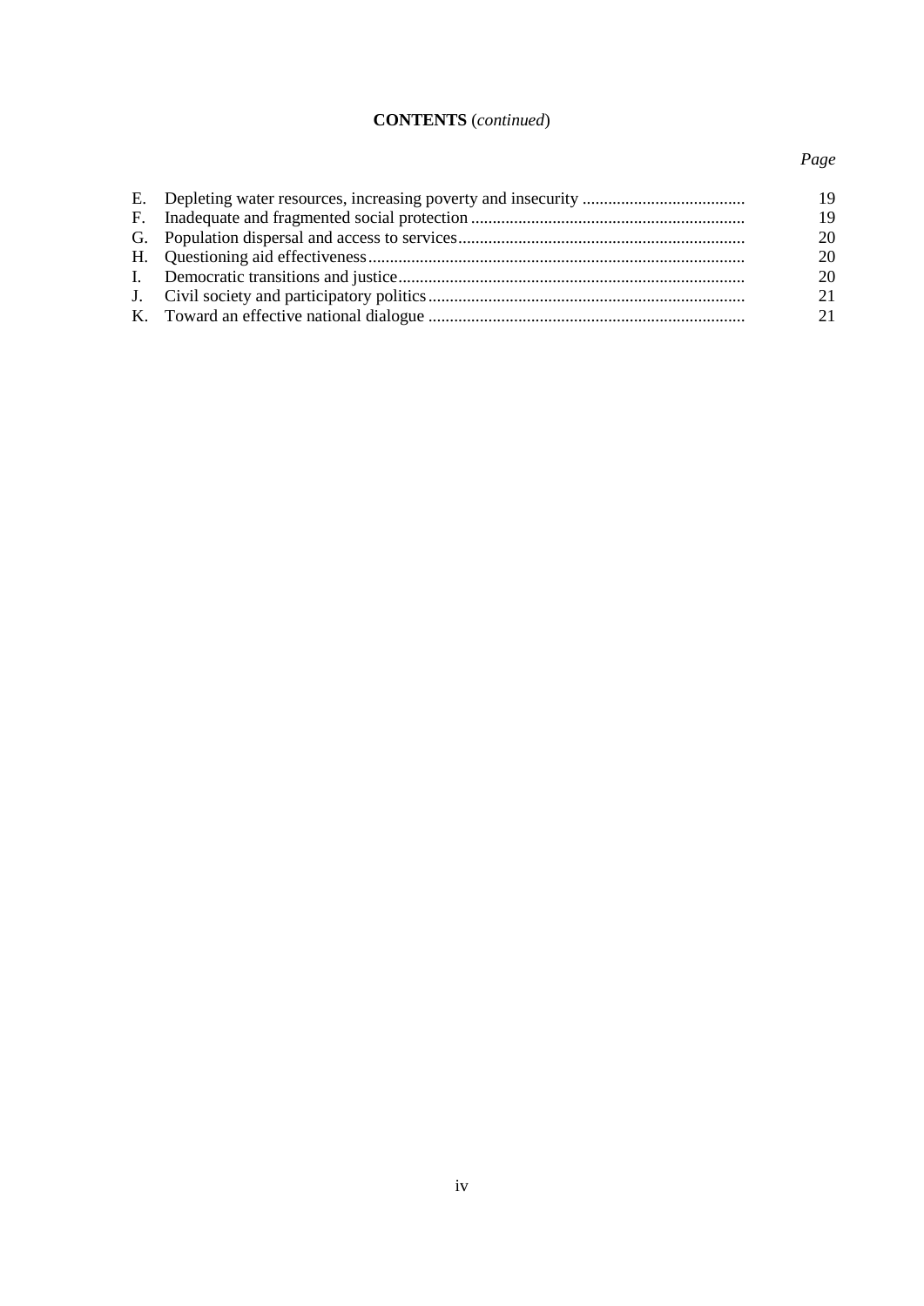**CONTENTS** (*continued*)

| | | *Page* |
|---|---|---|
| E. | Depleting water resources, increasing poverty and insecurity | 19 |
| F. | Inadequate and fragmented social protection | 19 |
| G. | Population dispersal and access to services | 20 |
| H. | Questioning aid effectiveness | 20 |
| I. | Democratic transitions and justice | 20 |
| J. | Civil society and participatory politics | 21 |
| K. | Toward an effective national dialogue | 21 |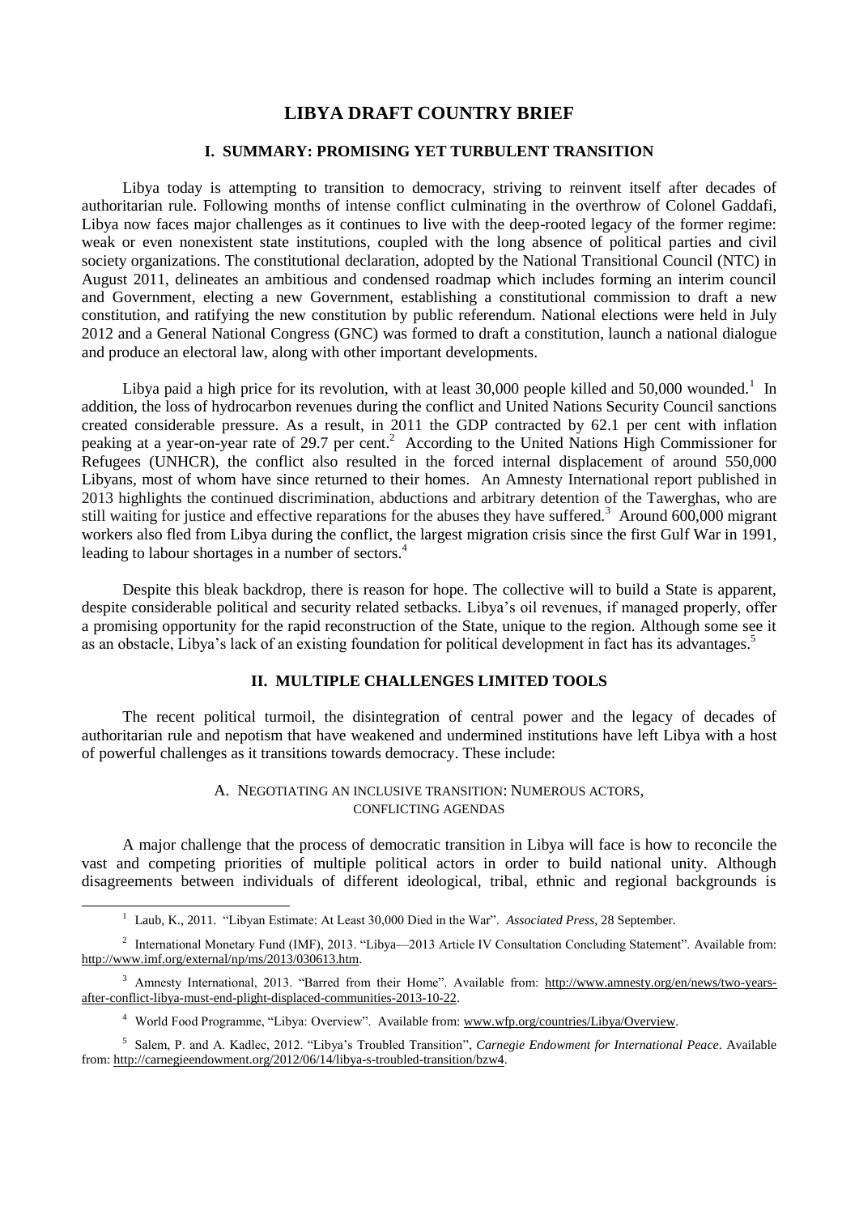# LIBYA DRAFT COUNTRY BRIEF

## I. SUMMARY: PROMISING YET TURBULENT TRANSITION

Libya today is attempting to transition to democracy, striving to reinvent itself after decades of authoritarian rule. Following months of intense conflict culminating in the overthrow of Colonel Gaddafi, Libya now faces major challenges as it continues to live with the deep-rooted legacy of the former regime: weak or even nonexistent state institutions, coupled with the long absence of political parties and civil society organizations. The constitutional declaration, adopted by the National Transitional Council (NTC) in August 2011, delineates an ambitious and condensed roadmap which includes forming an interim council and Government, electing a new Government, establishing a constitutional commission to draft a new constitution, and ratifying the new constitution by public referendum. National elections were held in July 2012 and a General National Congress (GNC) was formed to draft a constitution, launch a national dialogue and produce an electoral law, along with other important developments.

Libya paid a high price for its revolution, with at least 30,000 people killed and 50,000 wounded.[1] In addition, the loss of hydrocarbon revenues during the conflict and United Nations Security Council sanctions created considerable pressure. As a result, in 2011 the GDP contracted by 62.1 per cent with inflation peaking at a year-on-year rate of 29.7 per cent.[2] According to the United Nations High Commissioner for Refugees (UNHCR), the conflict also resulted in the forced internal displacement of around 550,000 Libyans, most of whom have since returned to their homes. An Amnesty International report published in 2013 highlights the continued discrimination, abductions and arbitrary detention of the Tawerghas, who are still waiting for justice and effective reparations for the abuses they have suffered.[3] Around 600,000 migrant workers also fled from Libya during the conflict, the largest migration crisis since the first Gulf War in 1991, leading to labour shortages in a number of sectors.[4]

Despite this bleak backdrop, there is reason for hope. The collective will to build a State is apparent, despite considerable political and security related setbacks. Libya's oil revenues, if managed properly, offer a promising opportunity for the rapid reconstruction of the State, unique to the region. Although some see it as an obstacle, Libya's lack of an existing foundation for political development in fact has its advantages.[5]

## II. MULTIPLE CHALLENGES LIMITED TOOLS

The recent political turmoil, the disintegration of central power and the legacy of decades of authoritarian rule and nepotism that have weakened and undermined institutions have left Libya with a host of powerful challenges as it transitions towards democracy. These include:

### A. NEGOTIATING AN INCLUSIVE TRANSITION: NUMEROUS ACTORS, CONFLICTING AGENDAS

A major challenge that the process of democratic transition in Libya will face is how to reconcile the vast and competing priorities of multiple political actors in order to build national unity. Although disagreements between individuals of different ideological, tribal, ethnic and regional backgrounds is

---

[1] Laub, K., 2011. "Libyan Estimate: At Least 30,000 Died in the War". *Associated Press*, 28 September.

[2] International Monetary Fund (IMF), 2013. "Libya—2013 Article IV Consultation Concluding Statement". Available from: http://www.imf.org/external/np/ms/2013/030613.htm.

[3] Amnesty International, 2013. "Barred from their Home". Available from: http://www.amnesty.org/en/news/two-years-after-conflict-libya-must-end-plight-displaced-communities-2013-10-22.

[4] World Food Programme, "Libya: Overview". Available from: www.wfp.org/countries/Libya/Overview.

[5] Salem, P. and A. Kadlec, 2012. "Libya's Troubled Transition", *Carnegie Endowment for International Peace*. Available from: http://carnegieendowment.org/2012/06/14/libya-s-troubled-transition/bzw4.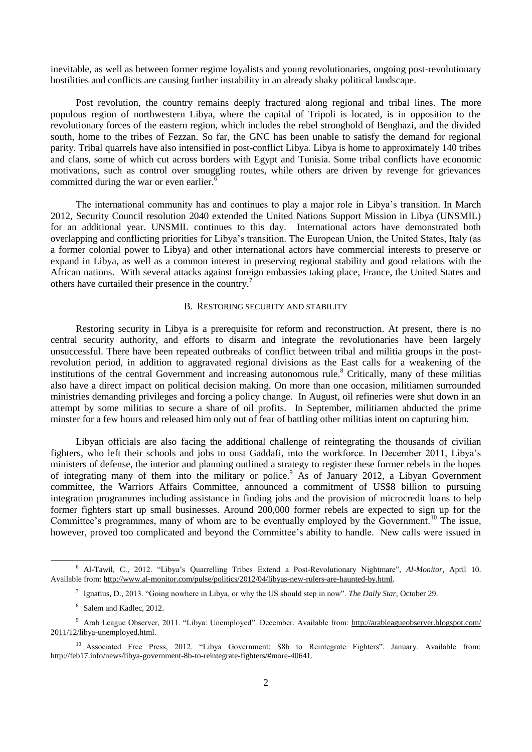inevitable, as well as between former regime loyalists and young revolutionaries, ongoing post-revolutionary hostilities and conflicts are causing further instability in an already shaky political landscape.

Post revolution, the country remains deeply fractured along regional and tribal lines. The more populous region of northwestern Libya, where the capital of Tripoli is located, is in opposition to the revolutionary forces of the eastern region, which includes the rebel stronghold of Benghazi, and the divided south, home to the tribes of Fezzan. So far, the GNC has been unable to satisfy the demand for regional parity. Tribal quarrels have also intensified in post-conflict Libya. Libya is home to approximately 140 tribes and clans, some of which cut across borders with Egypt and Tunisia. Some tribal conflicts have economic motivations, such as control over smuggling routes, while others are driven by revenge for grievances committed during the war or even earlier.[6]

The international community has and continues to play a major role in Libya's transition. In March 2012, Security Council resolution 2040 extended the United Nations Support Mission in Libya (UNSMIL) for an additional year. UNSMIL continues to this day. International actors have demonstrated both overlapping and conflicting priorities for Libya's transition. The European Union, the United States, Italy (as a former colonial power to Libya) and other international actors have commercial interests to preserve or expand in Libya, as well as a common interest in preserving regional stability and good relations with the African nations. With several attacks against foreign embassies taking place, France, the United States and others have curtailed their presence in the country.[7]

### B. RESTORING SECURITY AND STABILITY

Restoring security in Libya is a prerequisite for reform and reconstruction. At present, there is no central security authority, and efforts to disarm and integrate the revolutionaries have been largely unsuccessful. There have been repeated outbreaks of conflict between tribal and militia groups in the post-revolution period, in addition to aggravated regional divisions as the East calls for a weakening of the institutions of the central Government and increasing autonomous rule.[8] Critically, many of these militias also have a direct impact on political decision making. On more than one occasion, militiamen surrounded ministries demanding privileges and forcing a policy change. In August, oil refineries were shut down in an attempt by some militias to secure a share of oil profits. In September, militiamen abducted the prime minster for a few hours and released him only out of fear of battling other militias intent on capturing him.

Libyan officials are also facing the additional challenge of reintegrating the thousands of civilian fighters, who left their schools and jobs to oust Gaddafi, into the workforce. In December 2011, Libya's ministers of defense, the interior and planning outlined a strategy to register these former rebels in the hopes of integrating many of them into the military or police.[9] As of January 2012, a Libyan Government committee, the Warriors Affairs Committee, announced a commitment of US$8 billion to pursuing integration programmes including assistance in finding jobs and the provision of microcredit loans to help former fighters start up small businesses. Around 200,000 former rebels are expected to sign up for the Committee's programmes, many of whom are to be eventually employed by the Government.[10] The issue, however, proved too complicated and beyond the Committee's ability to handle. New calls were issued in

---

[6] Al-Tawil, C., 2012. "Libya's Quarrelling Tribes Extend a Post-Revolutionary Nightmare", *Al-Monitor*, April 10. Available from: http://www.al-monitor.com/pulse/politics/2012/04/libyas-new-rulers-are-haunted-by.html.

[7] Ignatius, D., 2013. "Going nowhere in Libya, or why the US should step in now". *The Daily Star*, October 29.

[8] Salem and Kadlec, 2012.

[9] Arab League Observer, 2011. "Libya: Unemployed". December. Available from: http://arableagueobserver.blogspot.com/2011/12/libya-unemployed.html.

[10] Associated Free Press, 2012. "Libya Government: $8b to Reintegrate Fighters". January. Available from: http://feb17.info/news/libya-government-8b-to-reintegrate-fighters/#more-40641.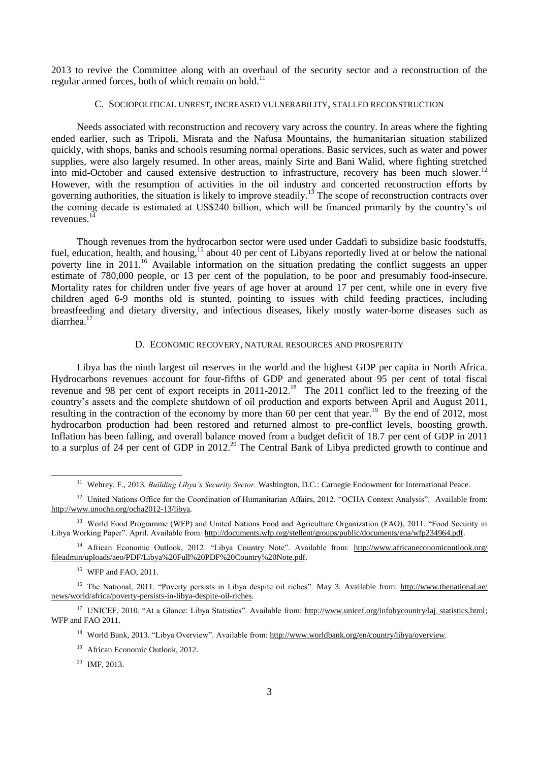2013 to revive the Committee along with an overhaul of the security sector and a reconstruction of the regular armed forces, both of which remain on hold.[11]

### C. Sociopolitical unrest, increased vulnerability, stalled reconstruction

Needs associated with reconstruction and recovery vary across the country. In areas where the fighting ended earlier, such as Tripoli, Misrata and the Nafusa Mountains, the humanitarian situation stabilized quickly, with shops, banks and schools resuming normal operations. Basic services, such as water and power supplies, were also largely resumed. In other areas, mainly Sirte and Bani Walid, where fighting stretched into mid-October and caused extensive destruction to infrastructure, recovery has been much slower.[12] However, with the resumption of activities in the oil industry and concerted reconstruction efforts by governing authorities, the situation is likely to improve steadily.[13] The scope of reconstruction contracts over the coming decade is estimated at US$240 billion, which will be financed primarily by the country's oil revenues.[14]

Though revenues from the hydrocarbon sector were used under Gaddafi to subsidize basic foodstuffs, fuel, education, health, and housing,[15] about 40 per cent of Libyans reportedly lived at or below the national poverty line in 2011.[16] Available information on the situation predating the conflict suggests an upper estimate of 780,000 people, or 13 per cent of the population, to be poor and presumably food-insecure. Mortality rates for children under five years of age hover at around 17 per cent, while one in every five children aged 6-9 months old is stunted, pointing to issues with child feeding practices, including breastfeeding and dietary diversity, and infectious diseases, likely mostly water-borne diseases such as diarrhea.[17]

### D. Economic recovery, natural resources and prosperity

Libya has the ninth largest oil reserves in the world and the highest GDP per capita in North Africa. Hydrocarbons revenues account for four-fifths of GDP and generated about 95 per cent of total fiscal revenue and 98 per cent of export receipts in 2011-2012.[18] The 2011 conflict led to the freezing of the country's assets and the complete shutdown of oil production and exports between April and August 2011, resulting in the contraction of the economy by more than 60 per cent that year.[19] By the end of 2012, most hydrocarbon production had been restored and returned almost to pre-conflict levels, boosting growth. Inflation has been falling, and overall balance moved from a budget deficit of 18.7 per cent of GDP in 2011 to a surplus of 24 per cent of GDP in 2012.[20] The Central Bank of Libya predicted growth to continue and

---

[11] Wehrey, F., 2013. *Building Libya's Security Sector.* Washington, D.C.: Carnegie Endowment for International Peace.

[12] United Nations Office for the Coordination of Humanitarian Affairs, 2012. "OCHA Context Analysis". Available from: http://www.unocha.org/ocha2012-13/libya.

[13] World Food Programme (WFP) and United Nations Food and Agriculture Organization (FAO), 2011. "Food Security in Libya Working Paper". April. Available from: http://documents.wfp.org/stellent/groups/public/documents/ena/wfp234964.pdf.

[14] African Economic Outlook, 2012. "Libya Country Note". Available from: http://www.africaneconomicoutlook.org/fileadmin/uploads/aeo/PDF/Libya%20Full%20PDF%20Country%20Note.pdf.

[15] WFP and FAO, 2011.

[16] The National, 2011. "Poverty persists in Libya despite oil riches". May 3. Available from: http://www.thenational.ae/news/world/africa/poverty-persists-in-libya-despite-oil-riches.

[17] UNICEF, 2010. "At a Glance: Libya Statistics". Available from: http://www.unicef.org/infobycountry/laj_statistics.html; WFP and FAO 2011.

[18] World Bank, 2013. "Libya Overview". Available from: http://www.worldbank.org/en/country/libya/overview.

[19] African Economic Outlook, 2012.

[20] IMF, 2013.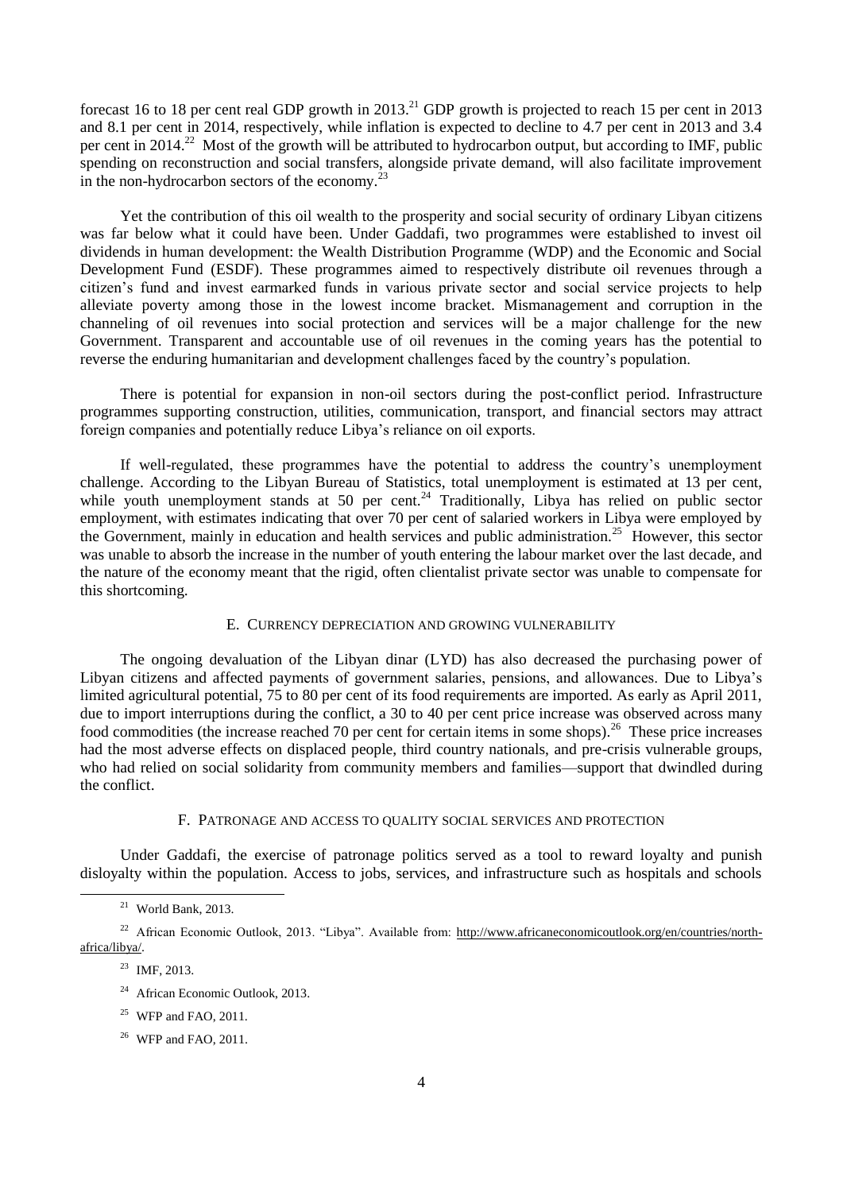forecast 16 to 18 per cent real GDP growth in 2013.[21] GDP growth is projected to reach 15 per cent in 2013 and 8.1 per cent in 2014, respectively, while inflation is expected to decline to 4.7 per cent in 2013 and 3.4 per cent in 2014.[22] Most of the growth will be attributed to hydrocarbon output, but according to IMF, public spending on reconstruction and social transfers, alongside private demand, will also facilitate improvement in the non-hydrocarbon sectors of the economy.[23]

Yet the contribution of this oil wealth to the prosperity and social security of ordinary Libyan citizens was far below what it could have been. Under Gaddafi, two programmes were established to invest oil dividends in human development: the Wealth Distribution Programme (WDP) and the Economic and Social Development Fund (ESDF). These programmes aimed to respectively distribute oil revenues through a citizen's fund and invest earmarked funds in various private sector and social service projects to help alleviate poverty among those in the lowest income bracket. Mismanagement and corruption in the channeling of oil revenues into social protection and services will be a major challenge for the new Government. Transparent and accountable use of oil revenues in the coming years has the potential to reverse the enduring humanitarian and development challenges faced by the country's population.

There is potential for expansion in non-oil sectors during the post-conflict period. Infrastructure programmes supporting construction, utilities, communication, transport, and financial sectors may attract foreign companies and potentially reduce Libya's reliance on oil exports.

If well-regulated, these programmes have the potential to address the country's unemployment challenge. According to the Libyan Bureau of Statistics, total unemployment is estimated at 13 per cent, while youth unemployment stands at 50 per cent.[24] Traditionally, Libya has relied on public sector employment, with estimates indicating that over 70 per cent of salaried workers in Libya were employed by the Government, mainly in education and health services and public administration.[25] However, this sector was unable to absorb the increase in the number of youth entering the labour market over the last decade, and the nature of the economy meant that the rigid, often clientalist private sector was unable to compensate for this shortcoming.

### E. Currency depreciation and growing vulnerability

The ongoing devaluation of the Libyan dinar (LYD) has also decreased the purchasing power of Libyan citizens and affected payments of government salaries, pensions, and allowances. Due to Libya's limited agricultural potential, 75 to 80 per cent of its food requirements are imported. As early as April 2011, due to import interruptions during the conflict, a 30 to 40 per cent price increase was observed across many food commodities (the increase reached 70 per cent for certain items in some shops).[26] These price increases had the most adverse effects on displaced people, third country nationals, and pre-crisis vulnerable groups, who had relied on social solidarity from community members and families—support that dwindled during the conflict.

### F. Patronage and access to quality social services and protection

Under Gaddafi, the exercise of patronage politics served as a tool to reward loyalty and punish disloyalty within the population. Access to jobs, services, and infrastructure such as hospitals and schools

---

[21] World Bank, 2013.

[22] African Economic Outlook, 2013. "Libya". Available from: http://www.africaneconomicoutlook.org/en/countries/north-africa/libya/.

[23] IMF, 2013.

[24] African Economic Outlook, 2013.

[25] WFP and FAO, 2011.

[26] WFP and FAO, 2011.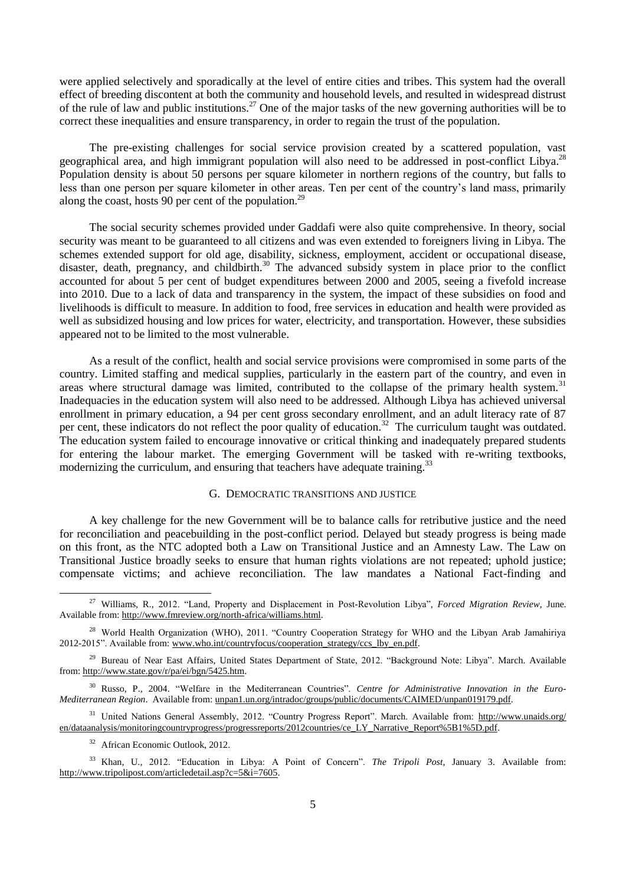were applied selectively and sporadically at the level of entire cities and tribes. This system had the overall effect of breeding discontent at both the community and household levels, and resulted in widespread distrust of the rule of law and public institutions.[27] One of the major tasks of the new governing authorities will be to correct these inequalities and ensure transparency, in order to regain the trust of the population.

The pre-existing challenges for social service provision created by a scattered population, vast geographical area, and high immigrant population will also need to be addressed in post-conflict Libya.[28] Population density is about 50 persons per square kilometer in northern regions of the country, but falls to less than one person per square kilometer in other areas. Ten per cent of the country's land mass, primarily along the coast, hosts 90 per cent of the population.[29]

The social security schemes provided under Gaddafi were also quite comprehensive. In theory, social security was meant to be guaranteed to all citizens and was even extended to foreigners living in Libya. The schemes extended support for old age, disability, sickness, employment, accident or occupational disease, disaster, death, pregnancy, and childbirth.[30] The advanced subsidy system in place prior to the conflict accounted for about 5 per cent of budget expenditures between 2000 and 2005, seeing a fivefold increase into 2010. Due to a lack of data and transparency in the system, the impact of these subsidies on food and livelihoods is difficult to measure. In addition to food, free services in education and health were provided as well as subsidized housing and low prices for water, electricity, and transportation. However, these subsidies appeared not to be limited to the most vulnerable.

As a result of the conflict, health and social service provisions were compromised in some parts of the country. Limited staffing and medical supplies, particularly in the eastern part of the country, and even in areas where structural damage was limited, contributed to the collapse of the primary health system.[31] Inadequacies in the education system will also need to be addressed. Although Libya has achieved universal enrollment in primary education, a 94 per cent gross secondary enrollment, and an adult literacy rate of 87 per cent, these indicators do not reflect the poor quality of education.[32] The curriculum taught was outdated. The education system failed to encourage innovative or critical thinking and inadequately prepared students for entering the labour market. The emerging Government will be tasked with re-writing textbooks, modernizing the curriculum, and ensuring that teachers have adequate training.[33]

### G. Democratic transitions and justice

A key challenge for the new Government will be to balance calls for retributive justice and the need for reconciliation and peacebuilding in the post-conflict period. Delayed but steady progress is being made on this front, as the NTC adopted both a Law on Transitional Justice and an Amnesty Law. The Law on Transitional Justice broadly seeks to ensure that human rights violations are not repeated; uphold justice; compensate victims; and achieve reconciliation. The law mandates a National Fact-finding and

---

[27] Williams, R., 2012. "Land, Property and Displacement in Post-Revolution Libya", *Forced Migration Review*, June. Available from: http://www.fmreview.org/north-africa/williams.html.

[28] World Health Organization (WHO), 2011. "Country Cooperation Strategy for WHO and the Libyan Arab Jamahiriya 2012-2015". Available from: www.who.int/countryfocus/cooperation_strategy/ccs_lby_en.pdf.

[29] Bureau of Near East Affairs, United States Department of State, 2012. "Background Note: Libya". March. Available from: http://www.state.gov/r/pa/ei/bgn/5425.htm.

[30] Russo, P., 2004. "Welfare in the Mediterranean Countries". *Centre for Administrative Innovation in the Euro-Mediterranean Region*. Available from: unpan1.un.org/intradoc/groups/public/documents/CAIMED/unpan019179.pdf.

[31] United Nations General Assembly, 2012. "Country Progress Report". March. Available from: http://www.unaids.org/en/dataanalysis/monitoringcountryprogress/progressreports/2012countries/ce_LY_Narrative_Report%5B1%5D.pdf.

[32] African Economic Outlook, 2012.

[33] Khan, U., 2012. "Education in Libya: A Point of Concern". *The Tripoli Post*, January 3. Available from: http://www.tripolipost.com/articledetail.asp?c=5&i=7605.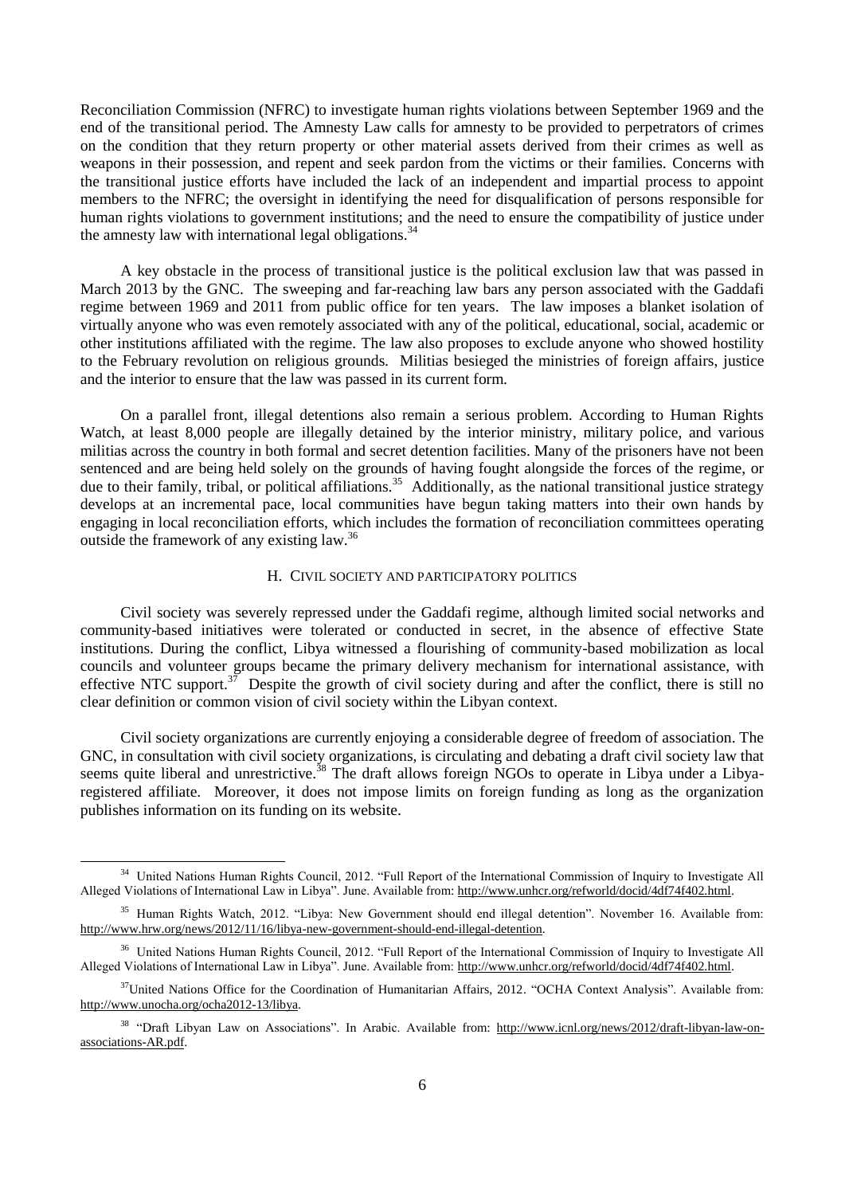Reconciliation Commission (NFRC) to investigate human rights violations between September 1969 and the end of the transitional period. The Amnesty Law calls for amnesty to be provided to perpetrators of crimes on the condition that they return property or other material assets derived from their crimes as well as weapons in their possession, and repent and seek pardon from the victims or their families. Concerns with the transitional justice efforts have included the lack of an independent and impartial process to appoint members to the NFRC; the oversight in identifying the need for disqualification of persons responsible for human rights violations to government institutions; and the need to ensure the compatibility of justice under the amnesty law with international legal obligations.[34]

A key obstacle in the process of transitional justice is the political exclusion law that was passed in March 2013 by the GNC. The sweeping and far-reaching law bars any person associated with the Gaddafi regime between 1969 and 2011 from public office for ten years. The law imposes a blanket isolation of virtually anyone who was even remotely associated with any of the political, educational, social, academic or other institutions affiliated with the regime. The law also proposes to exclude anyone who showed hostility to the February revolution on religious grounds. Militias besieged the ministries of foreign affairs, justice and the interior to ensure that the law was passed in its current form.

On a parallel front, illegal detentions also remain a serious problem. According to Human Rights Watch, at least 8,000 people are illegally detained by the interior ministry, military police, and various militias across the country in both formal and secret detention facilities. Many of the prisoners have not been sentenced and are being held solely on the grounds of having fought alongside the forces of the regime, or due to their family, tribal, or political affiliations.[35] Additionally, as the national transitional justice strategy develops at an incremental pace, local communities have begun taking matters into their own hands by engaging in local reconciliation efforts, which includes the formation of reconciliation committees operating outside the framework of any existing law.[36]

### H. CIVIL SOCIETY AND PARTICIPATORY POLITICS

Civil society was severely repressed under the Gaddafi regime, although limited social networks and community-based initiatives were tolerated or conducted in secret, in the absence of effective State institutions. During the conflict, Libya witnessed a flourishing of community-based mobilization as local councils and volunteer groups became the primary delivery mechanism for international assistance, with effective NTC support.[37] Despite the growth of civil society during and after the conflict, there is still no clear definition or common vision of civil society within the Libyan context.

Civil society organizations are currently enjoying a considerable degree of freedom of association. The GNC, in consultation with civil society organizations, is circulating and debating a draft civil society law that seems quite liberal and unrestrictive.[38] The draft allows foreign NGOs to operate in Libya under a Libya-registered affiliate. Moreover, it does not impose limits on foreign funding as long as the organization publishes information on its funding on its website.

---

[34] United Nations Human Rights Council, 2012. "Full Report of the International Commission of Inquiry to Investigate All Alleged Violations of International Law in Libya". June. Available from: http://www.unhcr.org/refworld/docid/4df74f402.html.

[35] Human Rights Watch, 2012. "Libya: New Government should end illegal detention". November 16. Available from: http://www.hrw.org/news/2012/11/16/libya-new-government-should-end-illegal-detention.

[36] United Nations Human Rights Council, 2012. "Full Report of the International Commission of Inquiry to Investigate All Alleged Violations of International Law in Libya". June. Available from: http://www.unhcr.org/refworld/docid/4df74f402.html.

[37] United Nations Office for the Coordination of Humanitarian Affairs, 2012. "OCHA Context Analysis". Available from: http://www.unocha.org/ocha2012-13/libya.

[38] "Draft Libyan Law on Associations". In Arabic. Available from: http://www.icnl.org/news/2012/draft-libyan-law-on-associations-AR.pdf.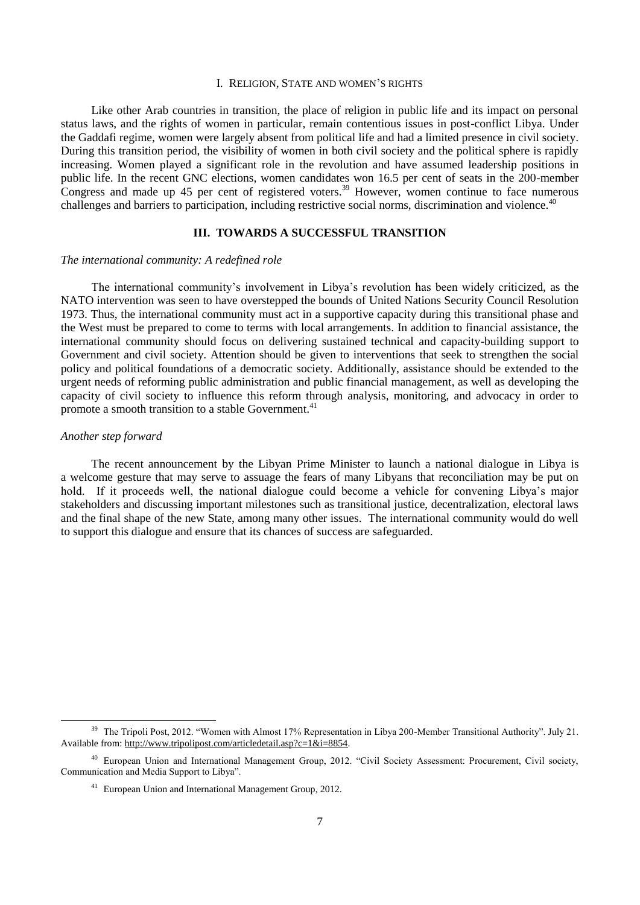### I. RELIGION, STATE AND WOMEN'S RIGHTS

Like other Arab countries in transition, the place of religion in public life and its impact on personal status laws, and the rights of women in particular, remain contentious issues in post-conflict Libya. Under the Gaddafi regime, women were largely absent from political life and had a limited presence in civil society. During this transition period, the visibility of women in both civil society and the political sphere is rapidly increasing. Women played a significant role in the revolution and have assumed leadership positions in public life. In the recent GNC elections, women candidates won 16.5 per cent of seats in the 200-member Congress and made up 45 per cent of registered voters.[39] However, women continue to face numerous challenges and barriers to participation, including restrictive social norms, discrimination and violence.[40]

## III. TOWARDS A SUCCESSFUL TRANSITION

*The international community: A redefined role*

The international community's involvement in Libya's revolution has been widely criticized, as the NATO intervention was seen to have overstepped the bounds of United Nations Security Council Resolution 1973. Thus, the international community must act in a supportive capacity during this transitional phase and the West must be prepared to come to terms with local arrangements. In addition to financial assistance, the international community should focus on delivering sustained technical and capacity-building support to Government and civil society. Attention should be given to interventions that seek to strengthen the social policy and political foundations of a democratic society. Additionally, assistance should be extended to the urgent needs of reforming public administration and public financial management, as well as developing the capacity of civil society to influence this reform through analysis, monitoring, and advocacy in order to promote a smooth transition to a stable Government.[41]

*Another step forward*

The recent announcement by the Libyan Prime Minister to launch a national dialogue in Libya is a welcome gesture that may serve to assuage the fears of many Libyans that reconciliation may be put on hold. If it proceeds well, the national dialogue could become a vehicle for convening Libya's major stakeholders and discussing important milestones such as transitional justice, decentralization, electoral laws and the final shape of the new State, among many other issues. The international community would do well to support this dialogue and ensure that its chances of success are safeguarded.

---

[39] The Tripoli Post, 2012. "Women with Almost 17% Representation in Libya 200-Member Transitional Authority". July 21. Available from: http://www.tripolipost.com/articledetail.asp?c=1&i=8854.

[40] European Union and International Management Group, 2012. "Civil Society Assessment: Procurement, Civil society, Communication and Media Support to Libya".

[41] European Union and International Management Group, 2012.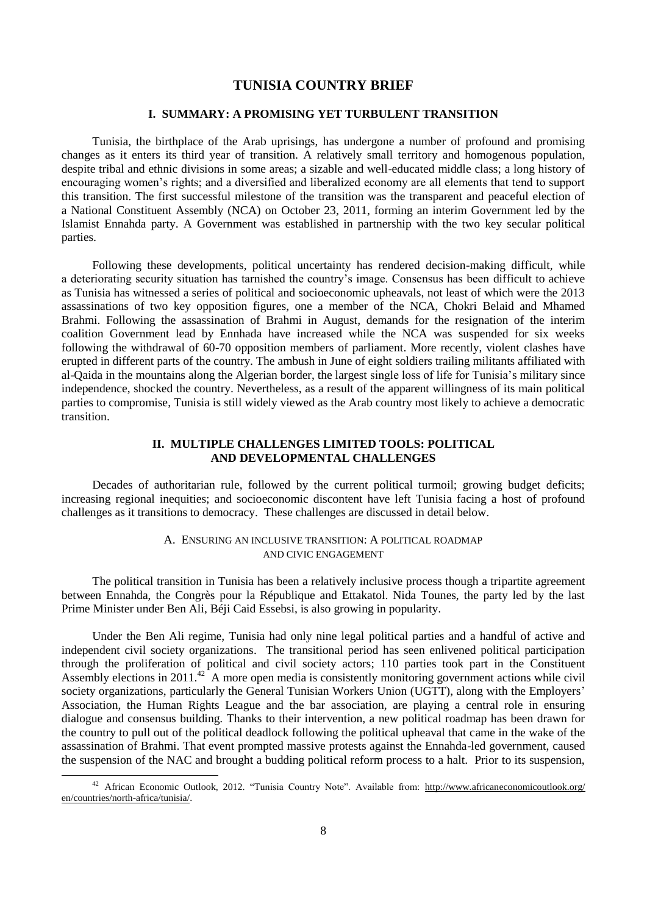# TUNISIA COUNTRY BRIEF

## I. SUMMARY: A PROMISING YET TURBULENT TRANSITION

Tunisia, the birthplace of the Arab uprisings, has undergone a number of profound and promising changes as it enters its third year of transition. A relatively small territory and homogenous population, despite tribal and ethnic divisions in some areas; a sizable and well-educated middle class; a long history of encouraging women's rights; and a diversified and liberalized economy are all elements that tend to support this transition. The first successful milestone of the transition was the transparent and peaceful election of a National Constituent Assembly (NCA) on October 23, 2011, forming an interim Government led by the Islamist Ennahda party. A Government was established in partnership with the two key secular political parties.

Following these developments, political uncertainty has rendered decision-making difficult, while a deteriorating security situation has tarnished the country's image. Consensus has been difficult to achieve as Tunisia has witnessed a series of political and socioeconomic upheavals, not least of which were the 2013 assassinations of two key opposition figures, one a member of the NCA, Chokri Belaid and Mhamed Brahmi. Following the assassination of Brahmi in August, demands for the resignation of the interim coalition Government lead by Ennhada have increased while the NCA was suspended for six weeks following the withdrawal of 60-70 opposition members of parliament. More recently, violent clashes have erupted in different parts of the country. The ambush in June of eight soldiers trailing militants affiliated with al-Qaida in the mountains along the Algerian border, the largest single loss of life for Tunisia's military since independence, shocked the country. Nevertheless, as a result of the apparent willingness of its main political parties to compromise, Tunisia is still widely viewed as the Arab country most likely to achieve a democratic transition.

## II. MULTIPLE CHALLENGES LIMITED TOOLS: POLITICAL AND DEVELOPMENTAL CHALLENGES

Decades of authoritarian rule, followed by the current political turmoil; growing budget deficits; increasing regional inequities; and socioeconomic discontent have left Tunisia facing a host of profound challenges as it transitions to democracy. These challenges are discussed in detail below.

### A. ENSURING AN INCLUSIVE TRANSITION: A POLITICAL ROADMAP AND CIVIC ENGAGEMENT

The political transition in Tunisia has been a relatively inclusive process though a tripartite agreement between Ennahda, the Congrès pour la République and Ettakatol. Nida Tounes, the party led by the last Prime Minister under Ben Ali, Béji Caid Essebsi, is also growing in popularity.

Under the Ben Ali regime, Tunisia had only nine legal political parties and a handful of active and independent civil society organizations. The transitional period has seen enlivened political participation through the proliferation of political and civil society actors; 110 parties took part in the Constituent Assembly elections in 2011.[42] A more open media is consistently monitoring government actions while civil society organizations, particularly the General Tunisian Workers Union (UGTT), along with the Employers' Association, the Human Rights League and the bar association, are playing a central role in ensuring dialogue and consensus building. Thanks to their intervention, a new political roadmap has been drawn for the country to pull out of the political deadlock following the political upheaval that came in the wake of the assassination of Brahmi. That event prompted massive protests against the Ennahda-led government, caused the suspension of the NAC and brought a budding political reform process to a halt. Prior to its suspension,

---

[42] African Economic Outlook, 2012. "Tunisia Country Note". Available from: http://www.africaneconomicoutlook.org/en/countries/north-africa/tunisia/.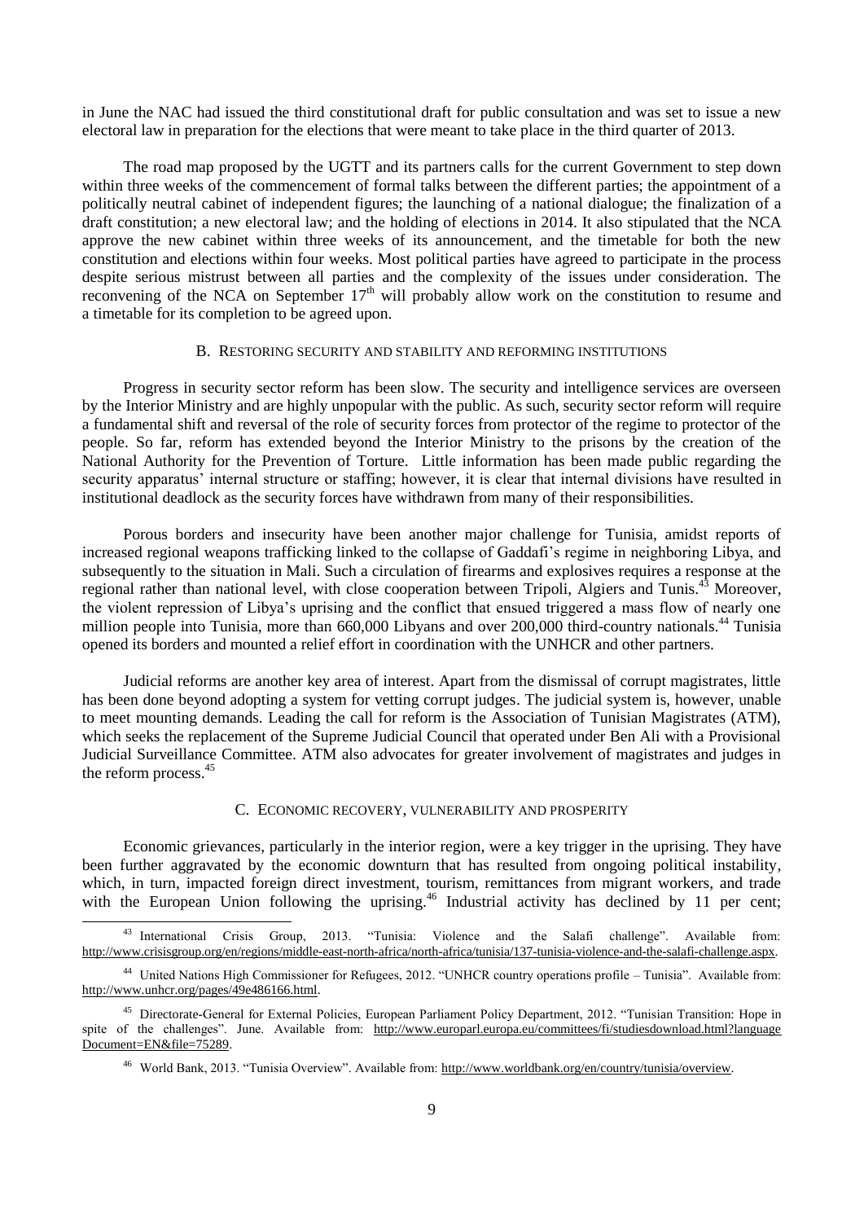in June the NAC had issued the third constitutional draft for public consultation and was set to issue a new electoral law in preparation for the elections that were meant to take place in the third quarter of 2013.

The road map proposed by the UGTT and its partners calls for the current Government to step down within three weeks of the commencement of formal talks between the different parties; the appointment of a politically neutral cabinet of independent figures; the launching of a national dialogue; the finalization of a draft constitution; a new electoral law; and the holding of elections in 2014. It also stipulated that the NCA approve the new cabinet within three weeks of its announcement, and the timetable for both the new constitution and elections within four weeks. Most political parties have agreed to participate in the process despite serious mistrust between all parties and the complexity of the issues under consideration. The reconvening of the NCA on September 17th will probably allow work on the constitution to resume and a timetable for its completion to be agreed upon.

### B. Restoring security and stability and reforming institutions

Progress in security sector reform has been slow. The security and intelligence services are overseen by the Interior Ministry and are highly unpopular with the public. As such, security sector reform will require a fundamental shift and reversal of the role of security forces from protector of the regime to protector of the people. So far, reform has extended beyond the Interior Ministry to the prisons by the creation of the National Authority for the Prevention of Torture. Little information has been made public regarding the security apparatus' internal structure or staffing; however, it is clear that internal divisions have resulted in institutional deadlock as the security forces have withdrawn from many of their responsibilities.

Porous borders and insecurity have been another major challenge for Tunisia, amidst reports of increased regional weapons trafficking linked to the collapse of Gaddafi's regime in neighboring Libya, and subsequently to the situation in Mali. Such a circulation of firearms and explosives requires a response at the regional rather than national level, with close cooperation between Tripoli, Algiers and Tunis.[43] Moreover, the violent repression of Libya's uprising and the conflict that ensued triggered a mass flow of nearly one million people into Tunisia, more than 660,000 Libyans and over 200,000 third-country nationals.[44] Tunisia opened its borders and mounted a relief effort in coordination with the UNHCR and other partners.

Judicial reforms are another key area of interest. Apart from the dismissal of corrupt magistrates, little has been done beyond adopting a system for vetting corrupt judges. The judicial system is, however, unable to meet mounting demands. Leading the call for reform is the Association of Tunisian Magistrates (ATM), which seeks the replacement of the Supreme Judicial Council that operated under Ben Ali with a Provisional Judicial Surveillance Committee. ATM also advocates for greater involvement of magistrates and judges in the reform process.[45]

### C. Economic recovery, vulnerability and prosperity

Economic grievances, particularly in the interior region, were a key trigger in the uprising. They have been further aggravated by the economic downturn that has resulted from ongoing political instability, which, in turn, impacted foreign direct investment, tourism, remittances from migrant workers, and trade with the European Union following the uprising.[46] Industrial activity has declined by 11 per cent;

---

[43] International Crisis Group, 2013. "Tunisia: Violence and the Salafi challenge". Available from: http://www.crisisgroup.org/en/regions/middle-east-north-africa/north-africa/tunisia/137-tunisia-violence-and-the-salafi-challenge.aspx.

[44] United Nations High Commissioner for Refugees, 2012. "UNHCR country operations profile – Tunisia". Available from: http://www.unhcr.org/pages/49e486166.html.

[45] Directorate-General for External Policies, European Parliament Policy Department, 2012. "Tunisian Transition: Hope in spite of the challenges". June. Available from: http://www.europarl.europa.eu/committees/fi/studiesdownload.html?languageDocument=EN&file=75289.

[46] World Bank, 2013. "Tunisia Overview". Available from: http://www.worldbank.org/en/country/tunisia/overview.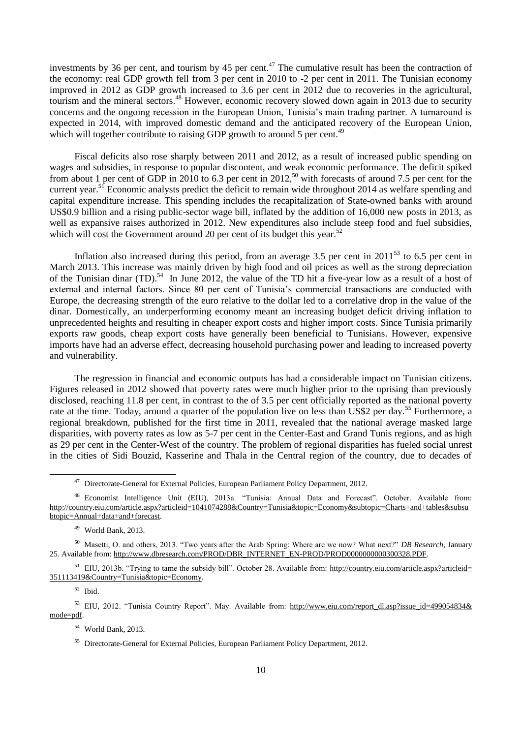investments by 36 per cent, and tourism by 45 per cent.[47] The cumulative result has been the contraction of the economy: real GDP growth fell from 3 per cent in 2010 to -2 per cent in 2011. The Tunisian economy improved in 2012 as GDP growth increased to 3.6 per cent in 2012 due to recoveries in the agricultural, tourism and the mineral sectors.[48] However, economic recovery slowed down again in 2013 due to security concerns and the ongoing recession in the European Union, Tunisia's main trading partner. A turnaround is expected in 2014, with improved domestic demand and the anticipated recovery of the European Union, which will together contribute to raising GDP growth to around 5 per cent.[49]

Fiscal deficits also rose sharply between 2011 and 2012, as a result of increased public spending on wages and subsidies, in response to popular discontent, and weak economic performance. The deficit spiked from about 1 per cent of GDP in 2010 to 6.3 per cent in 2012,[50] with forecasts of around 7.5 per cent for the current year.[51] Economic analysts predict the deficit to remain wide throughout 2014 as welfare spending and capital expenditure increase. This spending includes the recapitalization of State-owned banks with around US$0.9 billion and a rising public-sector wage bill, inflated by the addition of 16,000 new posts in 2013, as well as expansive raises authorized in 2012. New expenditures also include steep food and fuel subsidies, which will cost the Government around 20 per cent of its budget this year.[52]

Inflation also increased during this period, from an average 3.5 per cent in 2011[53] to 6.5 per cent in March 2013. This increase was mainly driven by high food and oil prices as well as the strong depreciation of the Tunisian dinar (TD).[54] In June 2012, the value of the TD hit a five-year low as a result of a host of external and internal factors. Since 80 per cent of Tunisia's commercial transactions are conducted with Europe, the decreasing strength of the euro relative to the dollar led to a correlative drop in the value of the dinar. Domestically, an underperforming economy meant an increasing budget deficit driving inflation to unprecedented heights and resulting in cheaper export costs and higher import costs. Since Tunisia primarily exports raw goods, cheap export costs have generally been beneficial to Tunisians. However, expensive imports have had an adverse effect, decreasing household purchasing power and leading to increased poverty and vulnerability.

The regression in financial and economic outputs has had a considerable impact on Tunisian citizens. Figures released in 2012 showed that poverty rates were much higher prior to the uprising than previously disclosed, reaching 11.8 per cent, in contrast to the of 3.5 per cent officially reported as the national poverty rate at the time. Today, around a quarter of the population live on less than US$2 per day.[55] Furthermore, a regional breakdown, published for the first time in 2011, revealed that the national average masked large disparities, with poverty rates as low as 5-7 per cent in the Center-East and Grand Tunis regions, and as high as 29 per cent in the Center-West of the country. The problem of regional disparities has fueled social unrest in the cities of Sidi Bouzid, Kasserine and Thala in the Central region of the country, due to decades of

---

[47] Directorate-General for External Policies, European Parliament Policy Department, 2012.

[48] Economist Intelligence Unit (EIU), 2013a. "Tunisia: Annual Data and Forecast". October. Available from: http://country.eiu.com/article.aspx?articleid=1041074288&Country=Tunisia&topic=Economy&subtopic=Charts+and+tables&subsubtopic=Annual+data+and+forecast.

[49] World Bank, 2013.

[50] Masetti, O. and others, 2013. "Two years after the Arab Spring: Where are we now? What next?" *DB Research*, January 25. Available from: http://www.dbresearch.com/PROD/DBR_INTERNET_EN-PROD/PROD0000000000300328.PDF.

[51] EIU, 2013b. "Trying to tame the subsidy bill". October 28. Available from: http://country.eiu.com/article.aspx?articleid=351113419&Country=Tunisia&topic=Economy.

[52] Ibid.

[53] EIU, 2012. "Tunisia Country Report". May. Available from: http://www.eiu.com/report_dl.asp?issue_id=499054834&mode=pdf.

[54] World Bank, 2013.

[55] Directorate-General for External Policies, European Parliament Policy Department, 2012.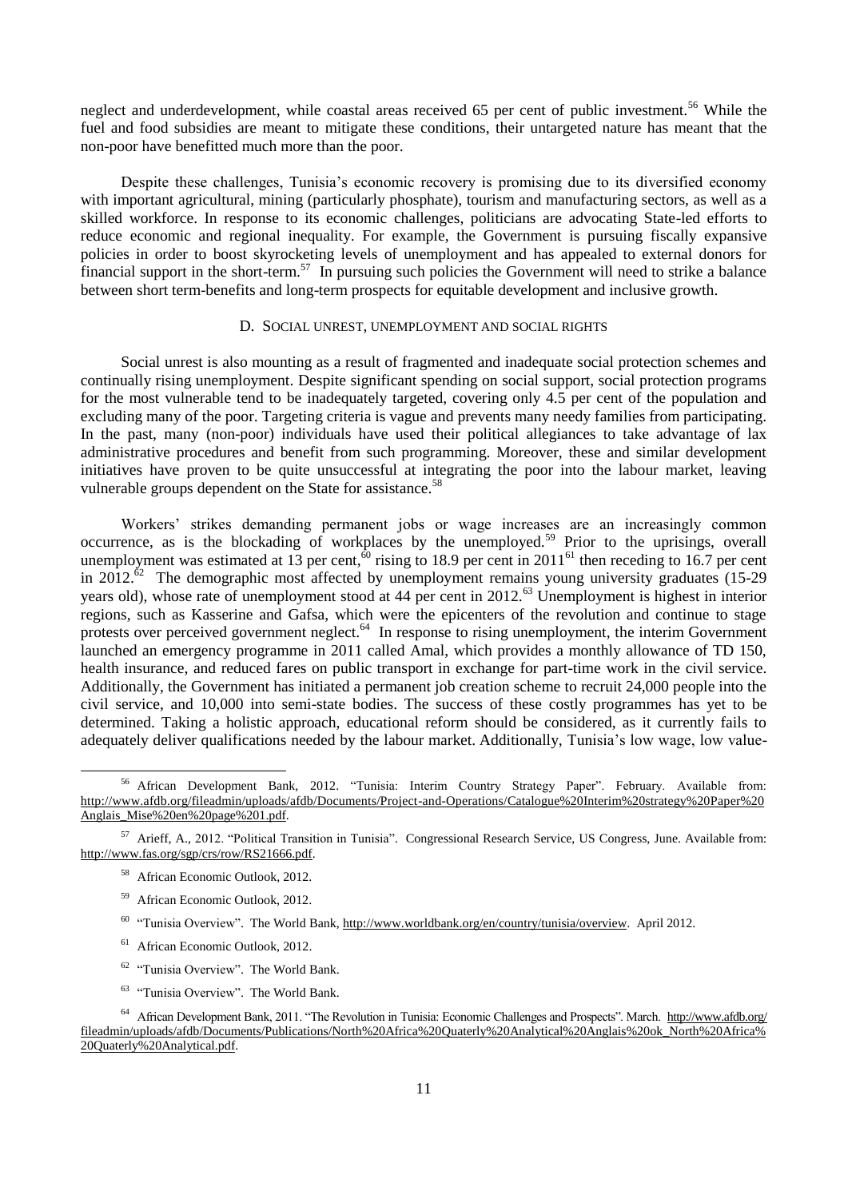neglect and underdevelopment, while coastal areas received 65 per cent of public investment.[56] While the fuel and food subsidies are meant to mitigate these conditions, their untargeted nature has meant that the non-poor have benefitted much more than the poor.

Despite these challenges, Tunisia's economic recovery is promising due to its diversified economy with important agricultural, mining (particularly phosphate), tourism and manufacturing sectors, as well as a skilled workforce. In response to its economic challenges, politicians are advocating State-led efforts to reduce economic and regional inequality. For example, the Government is pursuing fiscally expansive policies in order to boost skyrocketing levels of unemployment and has appealed to external donors for financial support in the short-term.[57] In pursuing such policies the Government will need to strike a balance between short term-benefits and long-term prospects for equitable development and inclusive growth.

### D. SOCIAL UNREST, UNEMPLOYMENT AND SOCIAL RIGHTS

Social unrest is also mounting as a result of fragmented and inadequate social protection schemes and continually rising unemployment. Despite significant spending on social support, social protection programs for the most vulnerable tend to be inadequately targeted, covering only 4.5 per cent of the population and excluding many of the poor. Targeting criteria is vague and prevents many needy families from participating. In the past, many (non-poor) individuals have used their political allegiances to take advantage of lax administrative procedures and benefit from such programming. Moreover, these and similar development initiatives have proven to be quite unsuccessful at integrating the poor into the labour market, leaving vulnerable groups dependent on the State for assistance.[58]

Workers' strikes demanding permanent jobs or wage increases are an increasingly common occurrence, as is the blockading of workplaces by the unemployed.[59] Prior to the uprisings, overall unemployment was estimated at 13 per cent,[60] rising to 18.9 per cent in 2011[61] then receding to 16.7 per cent in 2012.[62] The demographic most affected by unemployment remains young university graduates (15-29 years old), whose rate of unemployment stood at 44 per cent in 2012.[63] Unemployment is highest in interior regions, such as Kasserine and Gafsa, which were the epicenters of the revolution and continue to stage protests over perceived government neglect.[64] In response to rising unemployment, the interim Government launched an emergency programme in 2011 called Amal, which provides a monthly allowance of TD 150, health insurance, and reduced fares on public transport in exchange for part-time work in the civil service. Additionally, the Government has initiated a permanent job creation scheme to recruit 24,000 people into the civil service, and 10,000 into semi-state bodies. The success of these costly programmes has yet to be determined. Taking a holistic approach, educational reform should be considered, as it currently fails to adequately deliver qualifications needed by the labour market. Additionally, Tunisia's low wage, low value-

---

[56] African Development Bank, 2012. "Tunisia: Interim Country Strategy Paper". February. Available from: http://www.afdb.org/fileadmin/uploads/afdb/Documents/Project-and-Operations/Catalogue%20Interim%20strategy%20Paper%20Anglais_Mise%20en%20page%201.pdf.

[57] Arieff, A., 2012. "Political Transition in Tunisia". Congressional Research Service, US Congress, June. Available from: http://www.fas.org/sgp/crs/row/RS21666.pdf.

[58] African Economic Outlook, 2012.

[59] African Economic Outlook, 2012.

[60] "Tunisia Overview". The World Bank, http://www.worldbank.org/en/country/tunisia/overview. April 2012.

[61] African Economic Outlook, 2012.

[62] "Tunisia Overview". The World Bank.

[63] "Tunisia Overview". The World Bank.

[64] African Development Bank, 2011. "The Revolution in Tunisia: Economic Challenges and Prospects". March. http://www.afdb.org/fileadmin/uploads/afdb/Documents/Publications/North%20Africa%20Quaterly%20Analytical%20Anglais%20ok_North%20Africa%20Quaterly%20Analytical.pdf.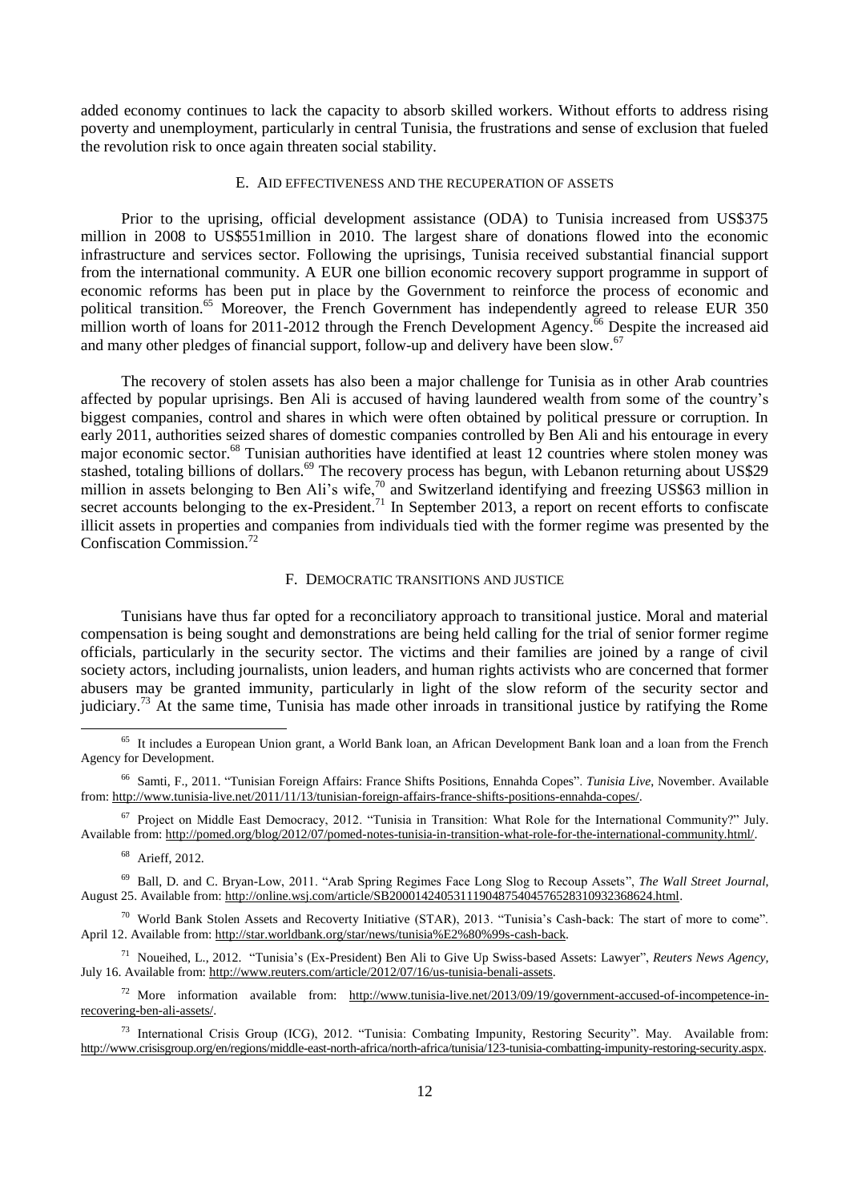added economy continues to lack the capacity to absorb skilled workers. Without efforts to address rising poverty and unemployment, particularly in central Tunisia, the frustrations and sense of exclusion that fueled the revolution risk to once again threaten social stability.

### E. AID EFFECTIVENESS AND THE RECUPERATION OF ASSETS

Prior to the uprising, official development assistance (ODA) to Tunisia increased from US$375 million in 2008 to US$551million in 2010. The largest share of donations flowed into the economic infrastructure and services sector. Following the uprisings, Tunisia received substantial financial support from the international community. A EUR one billion economic recovery support programme in support of economic reforms has been put in place by the Government to reinforce the process of economic and political transition.[65] Moreover, the French Government has independently agreed to release EUR 350 million worth of loans for 2011-2012 through the French Development Agency.[66] Despite the increased aid and many other pledges of financial support, follow-up and delivery have been slow.[67]

The recovery of stolen assets has also been a major challenge for Tunisia as in other Arab countries affected by popular uprisings. Ben Ali is accused of having laundered wealth from some of the country's biggest companies, control and shares in which were often obtained by political pressure or corruption. In early 2011, authorities seized shares of domestic companies controlled by Ben Ali and his entourage in every major economic sector.[68] Tunisian authorities have identified at least 12 countries where stolen money was stashed, totaling billions of dollars.[69] The recovery process has begun, with Lebanon returning about US$29 million in assets belonging to Ben Ali's wife,[70] and Switzerland identifying and freezing US$63 million in secret accounts belonging to the ex-President.[71] In September 2013, a report on recent efforts to confiscate illicit assets in properties and companies from individuals tied with the former regime was presented by the Confiscation Commission.[72]

### F. DEMOCRATIC TRANSITIONS AND JUSTICE

Tunisians have thus far opted for a reconciliatory approach to transitional justice. Moral and material compensation is being sought and demonstrations are being held calling for the trial of senior former regime officials, particularly in the security sector. The victims and their families are joined by a range of civil society actors, including journalists, union leaders, and human rights activists who are concerned that former abusers may be granted immunity, particularly in light of the slow reform of the security sector and judiciary.[73] At the same time, Tunisia has made other inroads in transitional justice by ratifying the Rome

---

[65] It includes a European Union grant, a World Bank loan, an African Development Bank loan and a loan from the French Agency for Development.

[66] Samti, F., 2011. "Tunisian Foreign Affairs: France Shifts Positions, Ennahda Copes". *Tunisia Live*, November. Available from: http://www.tunisia-live.net/2011/11/13/tunisian-foreign-affairs-france-shifts-positions-ennahda-copes/.

[67] Project on Middle East Democracy, 2012. "Tunisia in Transition: What Role for the International Community?" July. Available from: http://pomed.org/blog/2012/07/pomed-notes-tunisia-in-transition-what-role-for-the-international-community.html/.

[68] Arieff, 2012.

[69] Ball, D. and C. Bryan-Low, 2011. "Arab Spring Regimes Face Long Slog to Recoup Assets", *The Wall Street Journal*, August 25. Available from: http://online.wsj.com/article/SB20001424053111904875404576528310932368624.html.

[70] World Bank Stolen Assets and Recoverty Initiative (STAR), 2013. "Tunisia's Cash-back: The start of more to come". April 12. Available from: http://star.worldbank.org/star/news/tunisia%E2%80%99s-cash-back.

[71] Noueihed, L., 2012. "Tunisia's (Ex-President) Ben Ali to Give Up Swiss-based Assets: Lawyer", *Reuters News Agency*, July 16. Available from: http://www.reuters.com/article/2012/07/16/us-tunisia-benali-assets.

[72] More information available from: http://www.tunisia-live.net/2013/09/19/government-accused-of-incompetence-in-recovering-ben-ali-assets/.

[73] International Crisis Group (ICG), 2012. "Tunisia: Combating Impunity, Restoring Security". May. Available from: http://www.crisisgroup.org/en/regions/middle-east-north-africa/north-africa/tunisia/123-tunisia-combatting-impunity-restoring-security.aspx.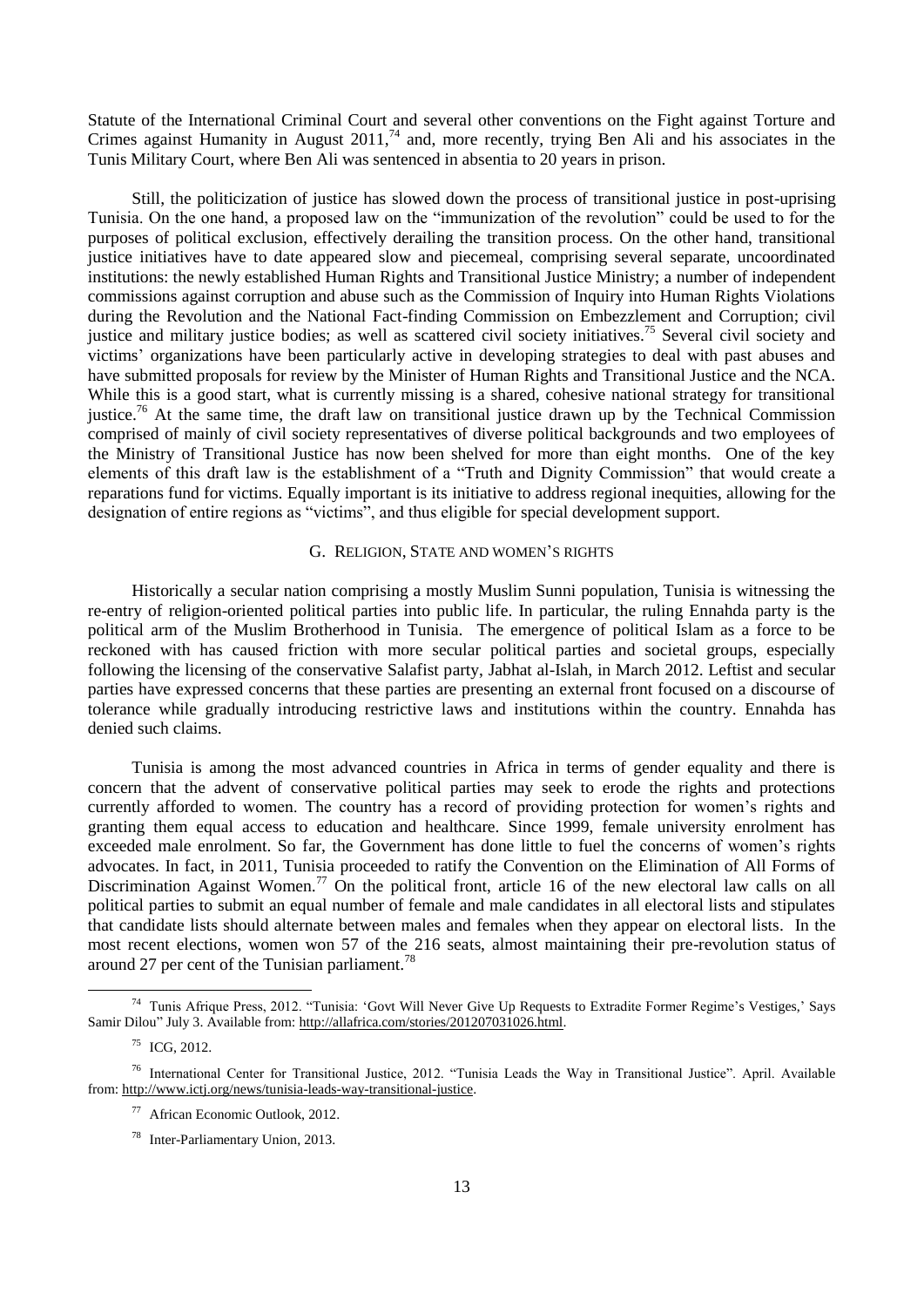Statute of the International Criminal Court and several other conventions on the Fight against Torture and Crimes against Humanity in August 2011,[74] and, more recently, trying Ben Ali and his associates in the Tunis Military Court, where Ben Ali was sentenced in absentia to 20 years in prison.

Still, the politicization of justice has slowed down the process of transitional justice in post-uprising Tunisia. On the one hand, a proposed law on the "immunization of the revolution" could be used to for the purposes of political exclusion, effectively derailing the transition process. On the other hand, transitional justice initiatives have to date appeared slow and piecemeal, comprising several separate, uncoordinated institutions: the newly established Human Rights and Transitional Justice Ministry; a number of independent commissions against corruption and abuse such as the Commission of Inquiry into Human Rights Violations during the Revolution and the National Fact-finding Commission on Embezzlement and Corruption; civil justice and military justice bodies; as well as scattered civil society initiatives.[75] Several civil society and victims' organizations have been particularly active in developing strategies to deal with past abuses and have submitted proposals for review by the Minister of Human Rights and Transitional Justice and the NCA. While this is a good start, what is currently missing is a shared, cohesive national strategy for transitional justice.[76] At the same time, the draft law on transitional justice drawn up by the Technical Commission comprised of mainly of civil society representatives of diverse political backgrounds and two employees of the Ministry of Transitional Justice has now been shelved for more than eight months. One of the key elements of this draft law is the establishment of a "Truth and Dignity Commission" that would create a reparations fund for victims. Equally important is its initiative to address regional inequities, allowing for the designation of entire regions as "victims", and thus eligible for special development support.

## G. Religion, State and Women's Rights

Historically a secular nation comprising a mostly Muslim Sunni population, Tunisia is witnessing the re-entry of religion-oriented political parties into public life. In particular, the ruling Ennahda party is the political arm of the Muslim Brotherhood in Tunisia. The emergence of political Islam as a force to be reckoned with has caused friction with more secular political parties and societal groups, especially following the licensing of the conservative Salafist party, Jabhat al-Islah, in March 2012. Leftist and secular parties have expressed concerns that these parties are presenting an external front focused on a discourse of tolerance while gradually introducing restrictive laws and institutions within the country. Ennahda has denied such claims.

Tunisia is among the most advanced countries in Africa in terms of gender equality and there is concern that the advent of conservative political parties may seek to erode the rights and protections currently afforded to women. The country has a record of providing protection for women's rights and granting them equal access to education and healthcare. Since 1999, female university enrolment has exceeded male enrolment. So far, the Government has done little to fuel the concerns of women's rights advocates. In fact, in 2011, Tunisia proceeded to ratify the Convention on the Elimination of All Forms of Discrimination Against Women.[77] On the political front, article 16 of the new electoral law calls on all political parties to submit an equal number of female and male candidates in all electoral lists and stipulates that candidate lists should alternate between males and females when they appear on electoral lists. In the most recent elections, women won 57 of the 216 seats, almost maintaining their pre-revolution status of around 27 per cent of the Tunisian parliament.[78]

---

[74] Tunis Afrique Press, 2012. "Tunisia: 'Govt Will Never Give Up Requests to Extradite Former Regime's Vestiges,' Says Samir Dilou" July 3. Available from: http://allafrica.com/stories/201207031026.html.

[75] ICG, 2012.

[76] International Center for Transitional Justice, 2012. "Tunisia Leads the Way in Transitional Justice". April. Available from: http://www.ictj.org/news/tunisia-leads-way-transitional-justice.

[77] African Economic Outlook, 2012.

[78] Inter-Parliamentary Union, 2013.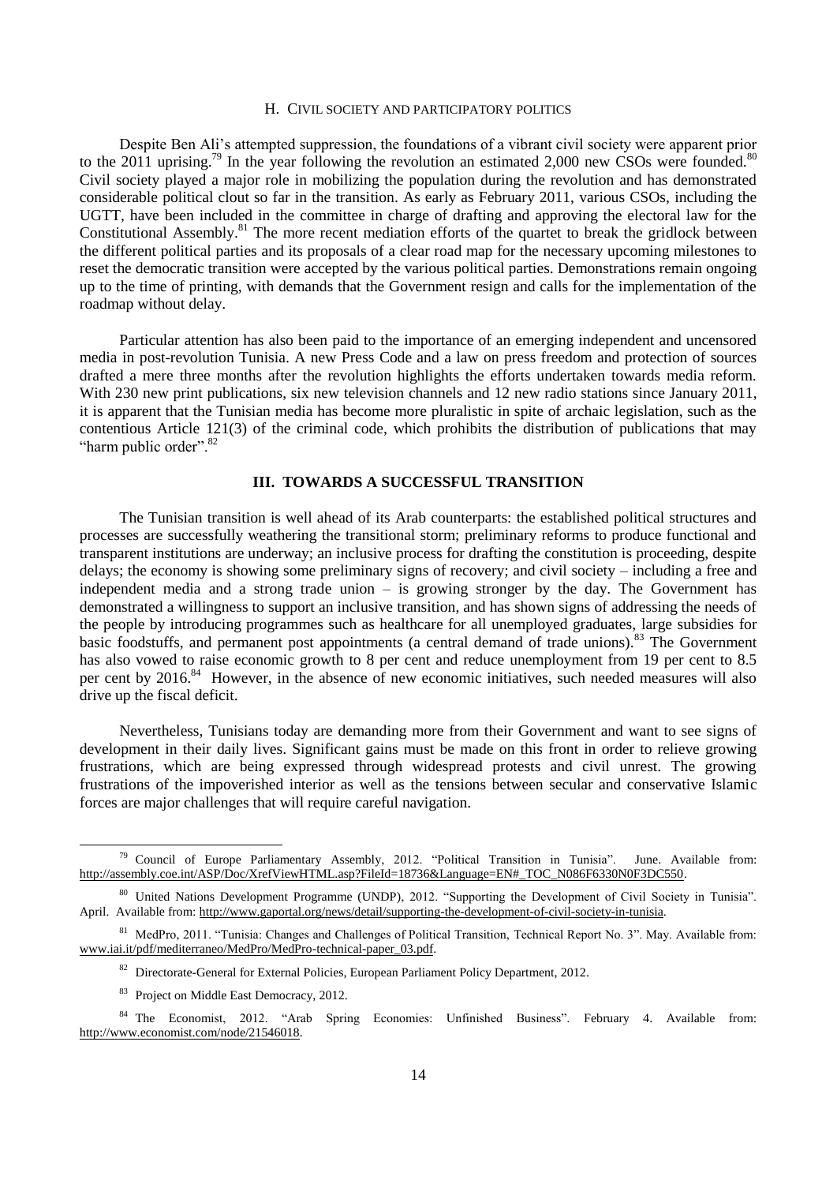### H. Civil society and participatory politics

Despite Ben Ali's attempted suppression, the foundations of a vibrant civil society were apparent prior to the 2011 uprising.[79] In the year following the revolution an estimated 2,000 new CSOs were founded.[80] Civil society played a major role in mobilizing the population during the revolution and has demonstrated considerable political clout so far in the transition. As early as February 2011, various CSOs, including the UGTT, have been included in the committee in charge of drafting and approving the electoral law for the Constitutional Assembly.[81] The more recent mediation efforts of the quartet to break the gridlock between the different political parties and its proposals of a clear road map for the necessary upcoming milestones to reset the democratic transition were accepted by the various political parties. Demonstrations remain ongoing up to the time of printing, with demands that the Government resign and calls for the implementation of the roadmap without delay.

Particular attention has also been paid to the importance of an emerging independent and uncensored media in post-revolution Tunisia. A new Press Code and a law on press freedom and protection of sources drafted a mere three months after the revolution highlights the efforts undertaken towards media reform. With 230 new print publications, six new television channels and 12 new radio stations since January 2011, it is apparent that the Tunisian media has become more pluralistic in spite of archaic legislation, such as the contentious Article 121(3) of the criminal code, which prohibits the distribution of publications that may "harm public order".[82]

## III. TOWARDS A SUCCESSFUL TRANSITION

The Tunisian transition is well ahead of its Arab counterparts: the established political structures and processes are successfully weathering the transitional storm; preliminary reforms to produce functional and transparent institutions are underway; an inclusive process for drafting the constitution is proceeding, despite delays; the economy is showing some preliminary signs of recovery; and civil society – including a free and independent media and a strong trade union – is growing stronger by the day. The Government has demonstrated a willingness to support an inclusive transition, and has shown signs of addressing the needs of the people by introducing programmes such as healthcare for all unemployed graduates, large subsidies for basic foodstuffs, and permanent post appointments (a central demand of trade unions).[83] The Government has also vowed to raise economic growth to 8 per cent and reduce unemployment from 19 per cent to 8.5 per cent by 2016.[84] However, in the absence of new economic initiatives, such needed measures will also drive up the fiscal deficit.

Nevertheless, Tunisians today are demanding more from their Government and want to see signs of development in their daily lives. Significant gains must be made on this front in order to relieve growing frustrations, which are being expressed through widespread protests and civil unrest. The growing frustrations of the impoverished interior as well as the tensions between secular and conservative Islamic forces are major challenges that will require careful navigation.

---

[79] Council of Europe Parliamentary Assembly, 2012. "Political Transition in Tunisia". June. Available from: http://assembly.coe.int/ASP/Doc/XrefViewHTML.asp?FileId=18736&Language=EN#_TOC_N086F6330N0F3DC550.

[80] United Nations Development Programme (UNDP), 2012. "Supporting the Development of Civil Society in Tunisia". April. Available from: http://www.gaportal.org/news/detail/supporting-the-development-of-civil-society-in-tunisia.

[81] MedPro, 2011. "Tunisia: Changes and Challenges of Political Transition, Technical Report No. 3". May. Available from: www.iai.it/pdf/mediterraneo/MedPro/MedPro-technical-paper_03.pdf.

[82] Directorate-General for External Policies, European Parliament Policy Department, 2012.

[83] Project on Middle East Democracy, 2012.

[84] The Economist, 2012. "Arab Spring Economies: Unfinished Business". February 4. Available from: http://www.economist.com/node/21546018.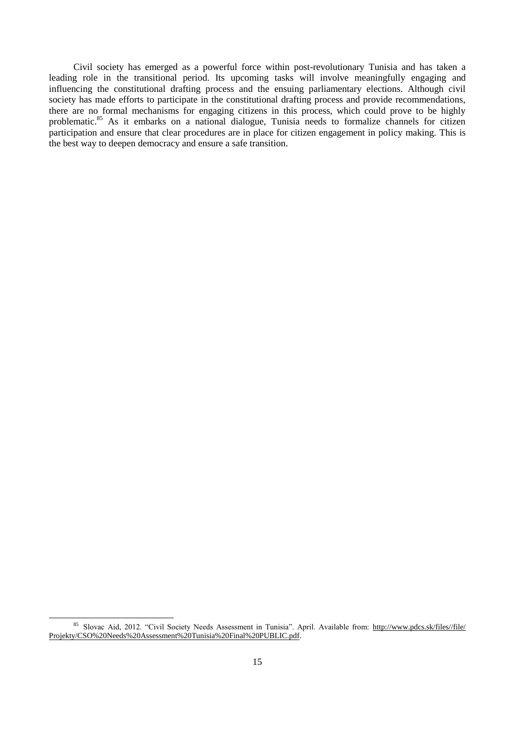Civil society has emerged as a powerful force within post-revolutionary Tunisia and has taken a leading role in the transitional period. Its upcoming tasks will involve meaningfully engaging and influencing the constitutional drafting process and the ensuing parliamentary elections. Although civil society has made efforts to participate in the constitutional drafting process and provide recommendations, there are no formal mechanisms for engaging citizens in this process, which could prove to be highly problematic.[85] As it embarks on a national dialogue, Tunisia needs to formalize channels for citizen participation and ensure that clear procedures are in place for citizen engagement in policy making. This is the best way to deepen democracy and ensure a safe transition.

---

[85] Slovac Aid, 2012. "Civil Society Needs Assessment in Tunisia". April. Available from: http://www.pdcs.sk/files//file/Projekty/CSO%20Needs%20Assessment%20Tunisia%20Final%20PUBLIC.pdf.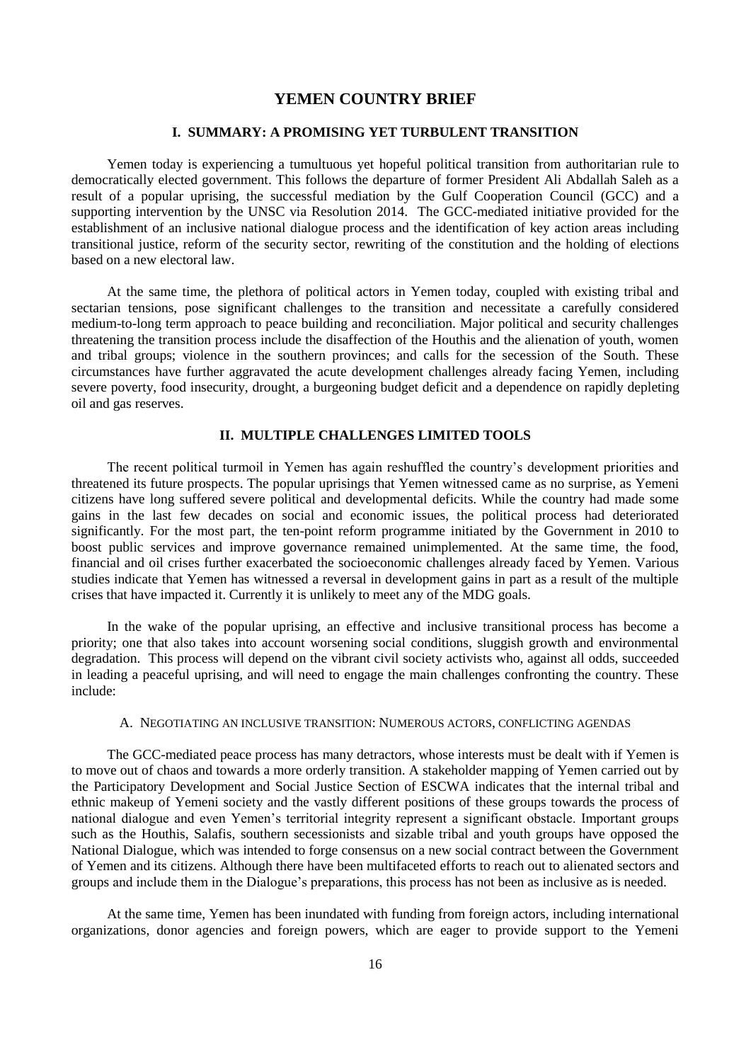# YEMEN COUNTRY BRIEF

## I. SUMMARY: A PROMISING YET TURBULENT TRANSITION

Yemen today is experiencing a tumultuous yet hopeful political transition from authoritarian rule to democratically elected government. This follows the departure of former President Ali Abdallah Saleh as a result of a popular uprising, the successful mediation by the Gulf Cooperation Council (GCC) and a supporting intervention by the UNSC via Resolution 2014. The GCC-mediated initiative provided for the establishment of an inclusive national dialogue process and the identification of key action areas including transitional justice, reform of the security sector, rewriting of the constitution and the holding of elections based on a new electoral law.

At the same time, the plethora of political actors in Yemen today, coupled with existing tribal and sectarian tensions, pose significant challenges to the transition and necessitate a carefully considered medium-to-long term approach to peace building and reconciliation. Major political and security challenges threatening the transition process include the disaffection of the Houthis and the alienation of youth, women and tribal groups; violence in the southern provinces; and calls for the secession of the South. These circumstances have further aggravated the acute development challenges already facing Yemen, including severe poverty, food insecurity, drought, a burgeoning budget deficit and a dependence on rapidly depleting oil and gas reserves.

## II. MULTIPLE CHALLENGES LIMITED TOOLS

The recent political turmoil in Yemen has again reshuffled the country's development priorities and threatened its future prospects. The popular uprisings that Yemen witnessed came as no surprise, as Yemeni citizens have long suffered severe political and developmental deficits. While the country had made some gains in the last few decades on social and economic issues, the political process had deteriorated significantly. For the most part, the ten-point reform programme initiated by the Government in 2010 to boost public services and improve governance remained unimplemented. At the same time, the food, financial and oil crises further exacerbated the socioeconomic challenges already faced by Yemen. Various studies indicate that Yemen has witnessed a reversal in development gains in part as a result of the multiple crises that have impacted it. Currently it is unlikely to meet any of the MDG goals.

In the wake of the popular uprising, an effective and inclusive transitional process has become a priority; one that also takes into account worsening social conditions, sluggish growth and environmental degradation. This process will depend on the vibrant civil society activists who, against all odds, succeeded in leading a peaceful uprising, and will need to engage the main challenges confronting the country. These include:

### A. NEGOTIATING AN INCLUSIVE TRANSITION: NUMEROUS ACTORS, CONFLICTING AGENDAS

The GCC-mediated peace process has many detractors, whose interests must be dealt with if Yemen is to move out of chaos and towards a more orderly transition. A stakeholder mapping of Yemen carried out by the Participatory Development and Social Justice Section of ESCWA indicates that the internal tribal and ethnic makeup of Yemeni society and the vastly different positions of these groups towards the process of national dialogue and even Yemen's territorial integrity represent a significant obstacle. Important groups such as the Houthis, Salafis, southern secessionists and sizable tribal and youth groups have opposed the National Dialogue, which was intended to forge consensus on a new social contract between the Government of Yemen and its citizens. Although there have been multifaceted efforts to reach out to alienated sectors and groups and include them in the Dialogue's preparations, this process has not been as inclusive as is needed.

At the same time, Yemen has been inundated with funding from foreign actors, including international organizations, donor agencies and foreign powers, which are eager to provide support to the Yemeni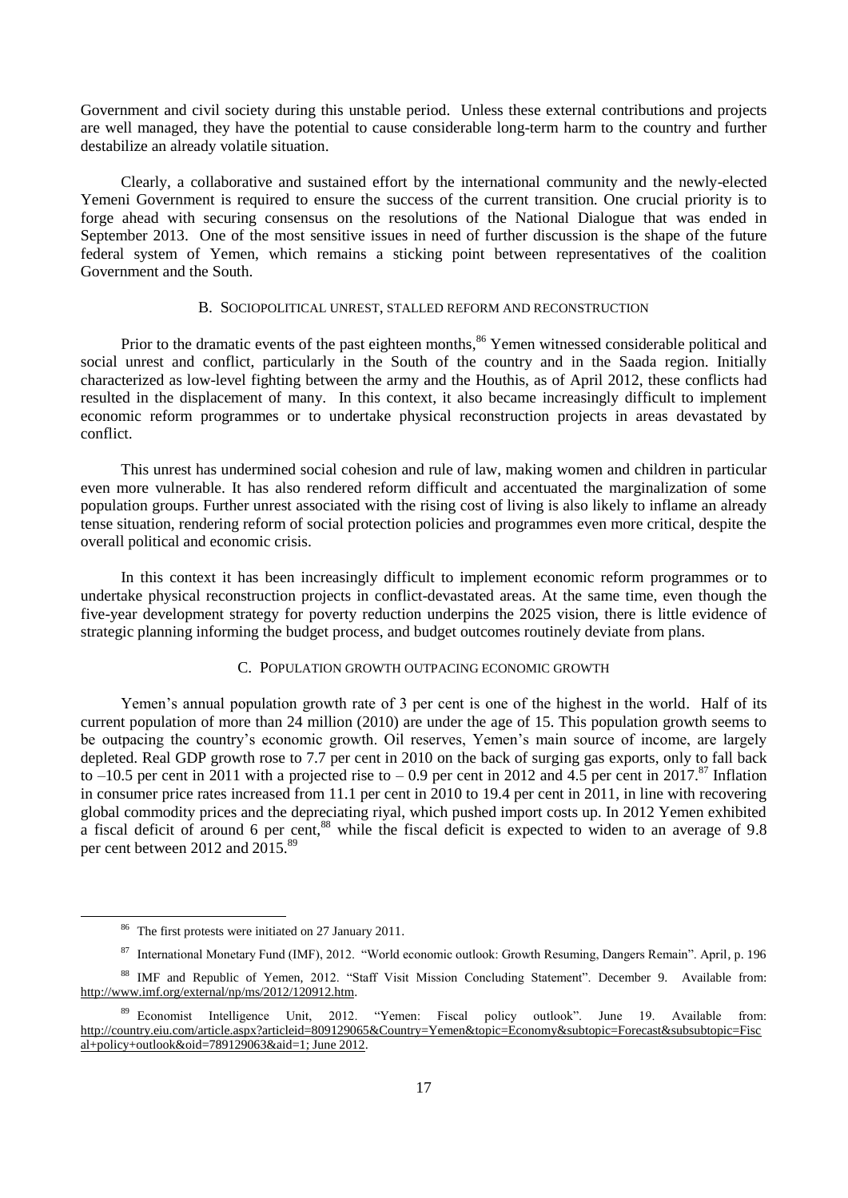Government and civil society during this unstable period. Unless these external contributions and projects are well managed, they have the potential to cause considerable long-term harm to the country and further destabilize an already volatile situation.

Clearly, a collaborative and sustained effort by the international community and the newly-elected Yemeni Government is required to ensure the success of the current transition. One crucial priority is to forge ahead with securing consensus on the resolutions of the National Dialogue that was ended in September 2013. One of the most sensitive issues in need of further discussion is the shape of the future federal system of Yemen, which remains a sticking point between representatives of the coalition Government and the South.

### B. SOCIOPOLITICAL UNREST, STALLED REFORM AND RECONSTRUCTION

Prior to the dramatic events of the past eighteen months,[86] Yemen witnessed considerable political and social unrest and conflict, particularly in the South of the country and in the Saada region. Initially characterized as low-level fighting between the army and the Houthis, as of April 2012, these conflicts had resulted in the displacement of many. In this context, it also became increasingly difficult to implement economic reform programmes or to undertake physical reconstruction projects in areas devastated by conflict.

This unrest has undermined social cohesion and rule of law, making women and children in particular even more vulnerable. It has also rendered reform difficult and accentuated the marginalization of some population groups. Further unrest associated with the rising cost of living is also likely to inflame an already tense situation, rendering reform of social protection policies and programmes even more critical, despite the overall political and economic crisis.

In this context it has been increasingly difficult to implement economic reform programmes or to undertake physical reconstruction projects in conflict-devastated areas. At the same time, even though the five-year development strategy for poverty reduction underpins the 2025 vision, there is little evidence of strategic planning informing the budget process, and budget outcomes routinely deviate from plans.

### C. POPULATION GROWTH OUTPACING ECONOMIC GROWTH

Yemen's annual population growth rate of 3 per cent is one of the highest in the world. Half of its current population of more than 24 million (2010) are under the age of 15. This population growth seems to be outpacing the country's economic growth. Oil reserves, Yemen's main source of income, are largely depleted. Real GDP growth rose to 7.7 per cent in 2010 on the back of surging gas exports, only to fall back to –10.5 per cent in 2011 with a projected rise to – 0.9 per cent in 2012 and 4.5 per cent in 2017.[87] Inflation in consumer price rates increased from 11.1 per cent in 2010 to 19.4 per cent in 2011, in line with recovering global commodity prices and the depreciating riyal, which pushed import costs up. In 2012 Yemen exhibited a fiscal deficit of around 6 per cent,[88] while the fiscal deficit is expected to widen to an average of 9.8 per cent between 2012 and 2015.[89]

---

[86] The first protests were initiated on 27 January 2011.

[87] International Monetary Fund (IMF), 2012. "World economic outlook: Growth Resuming, Dangers Remain". April, p. 196

[88] IMF and Republic of Yemen, 2012. "Staff Visit Mission Concluding Statement". December 9. Available from: http://www.imf.org/external/np/ms/2012/120912.htm.

[89] Economist Intelligence Unit, 2012. "Yemen: Fiscal policy outlook". June 19. Available from: http://country.eiu.com/article.aspx?articleid=809129065&Country=Yemen&topic=Economy&subtopic=Forecast&subsubtopic=Fiscal+policy+outlook&oid=789129063&aid=1; June 2012.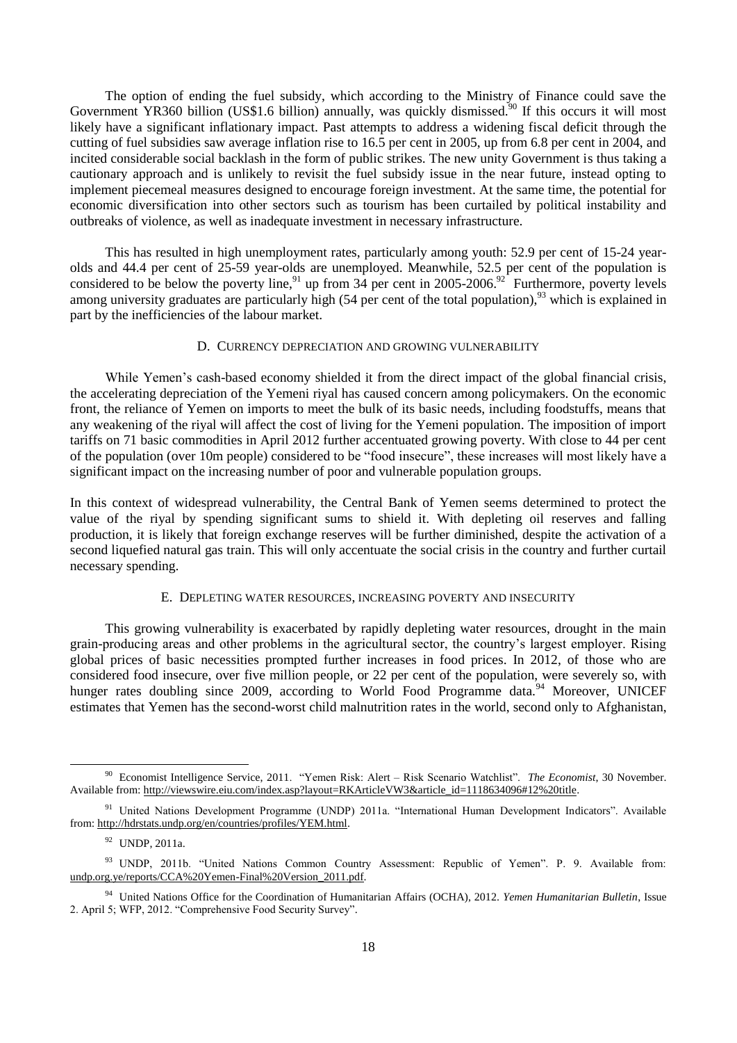The option of ending the fuel subsidy, which according to the Ministry of Finance could save the Government YR360 billion (US$1.6 billion) annually, was quickly dismissed.[90] If this occurs it will most likely have a significant inflationary impact. Past attempts to address a widening fiscal deficit through the cutting of fuel subsidies saw average inflation rise to 16.5 per cent in 2005, up from 6.8 per cent in 2004, and incited considerable social backlash in the form of public strikes. The new unity Government is thus taking a cautionary approach and is unlikely to revisit the fuel subsidy issue in the near future, instead opting to implement piecemeal measures designed to encourage foreign investment. At the same time, the potential for economic diversification into other sectors such as tourism has been curtailed by political instability and outbreaks of violence, as well as inadequate investment in necessary infrastructure.

This has resulted in high unemployment rates, particularly among youth: 52.9 per cent of 15-24 year-olds and 44.4 per cent of 25-59 year-olds are unemployed. Meanwhile, 52.5 per cent of the population is considered to be below the poverty line,[91] up from 34 per cent in 2005-2006.[92] Furthermore, poverty levels among university graduates are particularly high (54 per cent of the total population),[93] which is explained in part by the inefficiencies of the labour market.

### D. Currency depreciation and growing vulnerability

While Yemen's cash-based economy shielded it from the direct impact of the global financial crisis, the accelerating depreciation of the Yemeni riyal has caused concern among policymakers. On the economic front, the reliance of Yemen on imports to meet the bulk of its basic needs, including foodstuffs, means that any weakening of the riyal will affect the cost of living for the Yemeni population. The imposition of import tariffs on 71 basic commodities in April 2012 further accentuated growing poverty. With close to 44 per cent of the population (over 10m people) considered to be "food insecure", these increases will most likely have a significant impact on the increasing number of poor and vulnerable population groups.

In this context of widespread vulnerability, the Central Bank of Yemen seems determined to protect the value of the riyal by spending significant sums to shield it. With depleting oil reserves and falling production, it is likely that foreign exchange reserves will be further diminished, despite the activation of a second liquefied natural gas train. This will only accentuate the social crisis in the country and further curtail necessary spending.

### E. Depleting water resources, increasing poverty and insecurity

This growing vulnerability is exacerbated by rapidly depleting water resources, drought in the main grain-producing areas and other problems in the agricultural sector, the country's largest employer. Rising global prices of basic necessities prompted further increases in food prices. In 2012, of those who are considered food insecure, over five million people, or 22 per cent of the population, were severely so, with hunger rates doubling since 2009, according to World Food Programme data.[94] Moreover, UNICEF estimates that Yemen has the second-worst child malnutrition rates in the world, second only to Afghanistan,

---

[90] Economist Intelligence Service, 2011. "Yemen Risk: Alert – Risk Scenario Watchlist". *The Economist*, 30 November. Available from: http://viewswire.eiu.com/index.asp?layout=RKArticleVW3&article_id=1118634096#12%20title.

[91] United Nations Development Programme (UNDP) 2011a. "International Human Development Indicators". Available from: http://hdrstats.undp.org/en/countries/profiles/YEM.html.

[92] UNDP, 2011a.

[93] UNDP, 2011b. "United Nations Common Country Assessment: Republic of Yemen". P. 9. Available from: undp.org.ye/reports/CCA%20Yemen-Final%20Version_2011.pdf.

[94] United Nations Office for the Coordination of Humanitarian Affairs (OCHA), 2012. *Yemen Humanitarian Bulletin*, Issue 2. April 5; WFP, 2012. "Comprehensive Food Security Survey".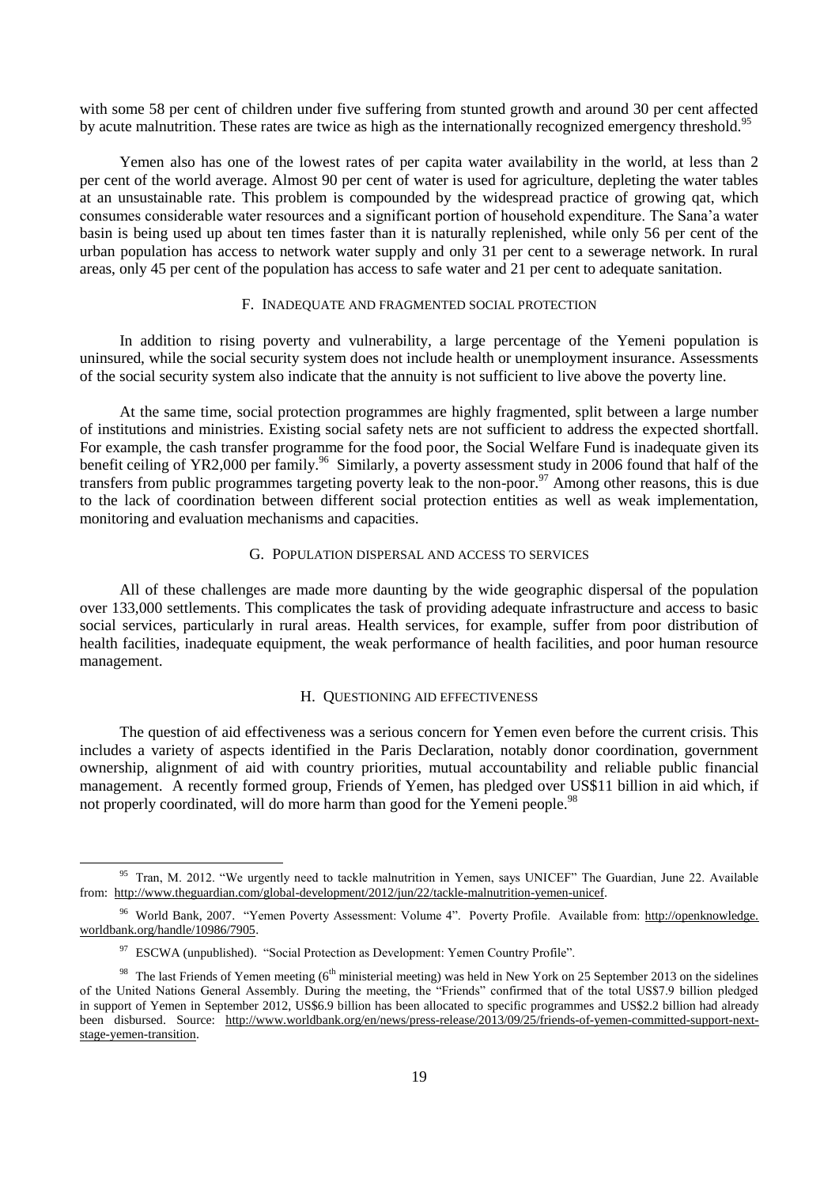with some 58 per cent of children under five suffering from stunted growth and around 30 per cent affected by acute malnutrition. These rates are twice as high as the internationally recognized emergency threshold.[95]

Yemen also has one of the lowest rates of per capita water availability in the world, at less than 2 per cent of the world average. Almost 90 per cent of water is used for agriculture, depleting the water tables at an unsustainable rate. This problem is compounded by the widespread practice of growing qat, which consumes considerable water resources and a significant portion of household expenditure. The Sana'a water basin is being used up about ten times faster than it is naturally replenished, while only 56 per cent of the urban population has access to network water supply and only 31 per cent to a sewerage network. In rural areas, only 45 per cent of the population has access to safe water and 21 per cent to adequate sanitation.

### F. Inadequate and fragmented social protection

In addition to rising poverty and vulnerability, a large percentage of the Yemeni population is uninsured, while the social security system does not include health or unemployment insurance. Assessments of the social security system also indicate that the annuity is not sufficient to live above the poverty line.

At the same time, social protection programmes are highly fragmented, split between a large number of institutions and ministries. Existing social safety nets are not sufficient to address the expected shortfall. For example, the cash transfer programme for the food poor, the Social Welfare Fund is inadequate given its benefit ceiling of YR2,000 per family.[96] Similarly, a poverty assessment study in 2006 found that half of the transfers from public programmes targeting poverty leak to the non-poor.[97] Among other reasons, this is due to the lack of coordination between different social protection entities as well as weak implementation, monitoring and evaluation mechanisms and capacities.

### G. Population dispersal and access to services

All of these challenges are made more daunting by the wide geographic dispersal of the population over 133,000 settlements. This complicates the task of providing adequate infrastructure and access to basic social services, particularly in rural areas. Health services, for example, suffer from poor distribution of health facilities, inadequate equipment, the weak performance of health facilities, and poor human resource management.

### H. Questioning aid effectiveness

The question of aid effectiveness was a serious concern for Yemen even before the current crisis. This includes a variety of aspects identified in the Paris Declaration, notably donor coordination, government ownership, alignment of aid with country priorities, mutual accountability and reliable public financial management. A recently formed group, Friends of Yemen, has pledged over US$11 billion in aid which, if not properly coordinated, will do more harm than good for the Yemeni people.[98]

---

[95] Tran, M. 2012. "We urgently need to tackle malnutrition in Yemen, says UNICEF" The Guardian, June 22. Available from: http://www.theguardian.com/global-development/2012/jun/22/tackle-malnutrition-yemen-unicef.

[96] World Bank, 2007. "Yemen Poverty Assessment: Volume 4". Poverty Profile. Available from: http://openknowledge.worldbank.org/handle/10986/7905.

[97] ESCWA (unpublished). "Social Protection as Development: Yemen Country Profile".

[98] The last Friends of Yemen meeting (6th ministerial meeting) was held in New York on 25 September 2013 on the sidelines of the United Nations General Assembly. During the meeting, the "Friends" confirmed that of the total US$7.9 billion pledged in support of Yemen in September 2012, US$6.9 billion has been allocated to specific programmes and US$2.2 billion had already been disbursed. Source: http://www.worldbank.org/en/news/press-release/2013/09/25/friends-of-yemen-committed-support-next-stage-yemen-transition.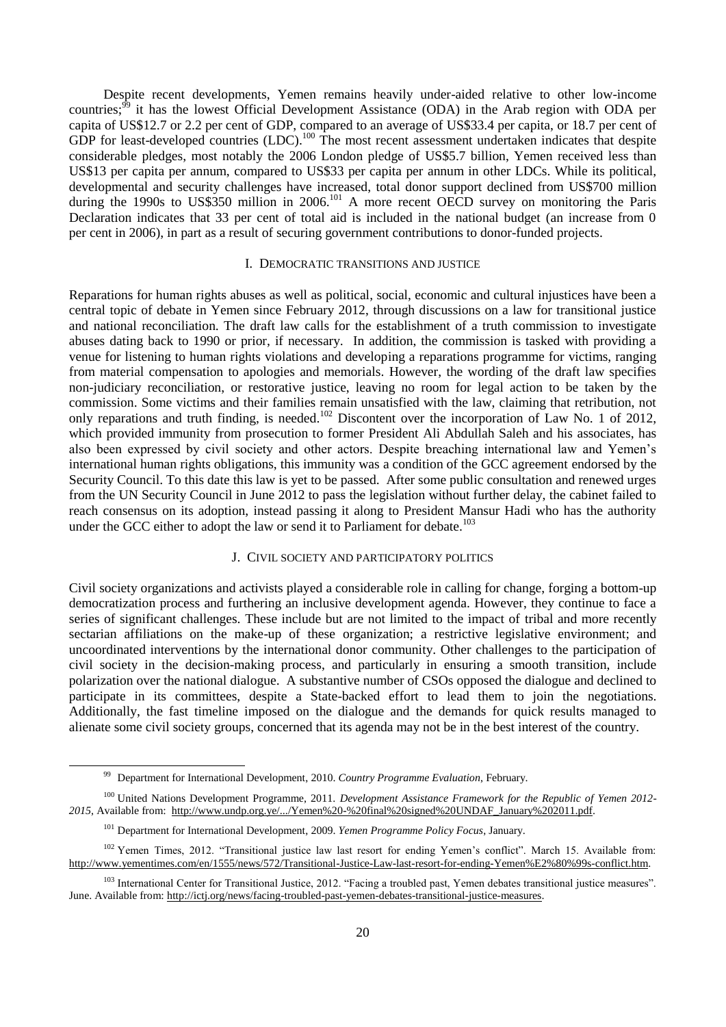Despite recent developments, Yemen remains heavily under-aided relative to other low-income countries;[99] it has the lowest Official Development Assistance (ODA) in the Arab region with ODA per capita of US$12.7 or 2.2 per cent of GDP, compared to an average of US$33.4 per capita, or 18.7 per cent of GDP for least-developed countries (LDC).[100] The most recent assessment undertaken indicates that despite considerable pledges, most notably the 2006 London pledge of US$5.7 billion, Yemen received less than US$13 per capita per annum, compared to US$33 per capita per annum in other LDCs. While its political, developmental and security challenges have increased, total donor support declined from US$700 million during the 1990s to US$350 million in 2006.[101] A more recent OECD survey on monitoring the Paris Declaration indicates that 33 per cent of total aid is included in the national budget (an increase from 0 per cent in 2006), in part as a result of securing government contributions to donor-funded projects.

## I. DEMOCRATIC TRANSITIONS AND JUSTICE

Reparations for human rights abuses as well as political, social, economic and cultural injustices have been a central topic of debate in Yemen since February 2012, through discussions on a law for transitional justice and national reconciliation. The draft law calls for the establishment of a truth commission to investigate abuses dating back to 1990 or prior, if necessary. In addition, the commission is tasked with providing a venue for listening to human rights violations and developing a reparations programme for victims, ranging from material compensation to apologies and memorials. However, the wording of the draft law specifies non-judiciary reconciliation, or restorative justice, leaving no room for legal action to be taken by the commission. Some victims and their families remain unsatisfied with the law, claiming that retribution, not only reparations and truth finding, is needed.[102] Discontent over the incorporation of Law No. 1 of 2012, which provided immunity from prosecution to former President Ali Abdullah Saleh and his associates, has also been expressed by civil society and other actors. Despite breaching international law and Yemen's international human rights obligations, this immunity was a condition of the GCC agreement endorsed by the Security Council. To this date this law is yet to be passed. After some public consultation and renewed urges from the UN Security Council in June 2012 to pass the legislation without further delay, the cabinet failed to reach consensus on its adoption, instead passing it along to President Mansur Hadi who has the authority under the GCC either to adopt the law or send it to Parliament for debate.[103]

## J. CIVIL SOCIETY AND PARTICIPATORY POLITICS

Civil society organizations and activists played a considerable role in calling for change, forging a bottom-up democratization process and furthering an inclusive development agenda. However, they continue to face a series of significant challenges. These include but are not limited to the impact of tribal and more recently sectarian affiliations on the make-up of these organization; a restrictive legislative environment; and uncoordinated interventions by the international donor community. Other challenges to the participation of civil society in the decision-making process, and particularly in ensuring a smooth transition, include polarization over the national dialogue. A substantive number of CSOs opposed the dialogue and declined to participate in its committees, despite a State-backed effort to lead them to join the negotiations. Additionally, the fast timeline imposed on the dialogue and the demands for quick results managed to alienate some civil society groups, concerned that its agenda may not be in the best interest of the country.

---

[99] Department for International Development, 2010. *Country Programme Evaluation*, February.

[100] United Nations Development Programme, 2011. *Development Assistance Framework for the Republic of Yemen 2012-2015*, Available from: http://www.undp.org.ye/.../Yemen%20-%20final%20signed%20UNDAF_January%202011.pdf.

[101] Department for International Development, 2009. *Yemen Programme Policy Focus*, January.

[102] Yemen Times, 2012. "Transitional justice law last resort for ending Yemen's conflict". March 15. Available from: http://www.yementimes.com/en/1555/news/572/Transitional-Justice-Law-last-resort-for-ending-Yemen%E2%80%99s-conflict.htm.

[103] International Center for Transitional Justice, 2012. "Facing a troubled past, Yemen debates transitional justice measures". June. Available from: http://ictj.org/news/facing-troubled-past-yemen-debates-transitional-justice-measures.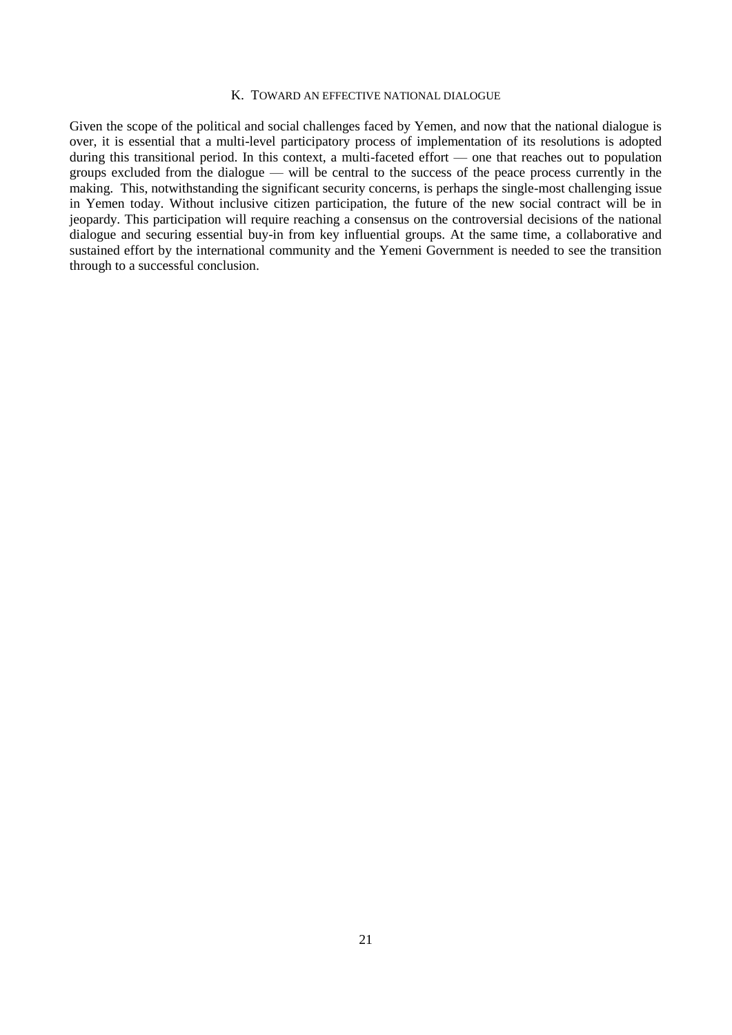## K. Toward an effective national dialogue

Given the scope of the political and social challenges faced by Yemen, and now that the national dialogue is over, it is essential that a multi-level participatory process of implementation of its resolutions is adopted during this transitional period. In this context, a multi-faceted effort — one that reaches out to population groups excluded from the dialogue — will be central to the success of the peace process currently in the making. This, notwithstanding the significant security concerns, is perhaps the single-most challenging issue in Yemen today. Without inclusive citizen participation, the future of the new social contract will be in jeopardy. This participation will require reaching a consensus on the controversial decisions of the national dialogue and securing essential buy-in from key influential groups. At the same time, a collaborative and sustained effort by the international community and the Yemeni Government is needed to see the transition through to a successful conclusion.